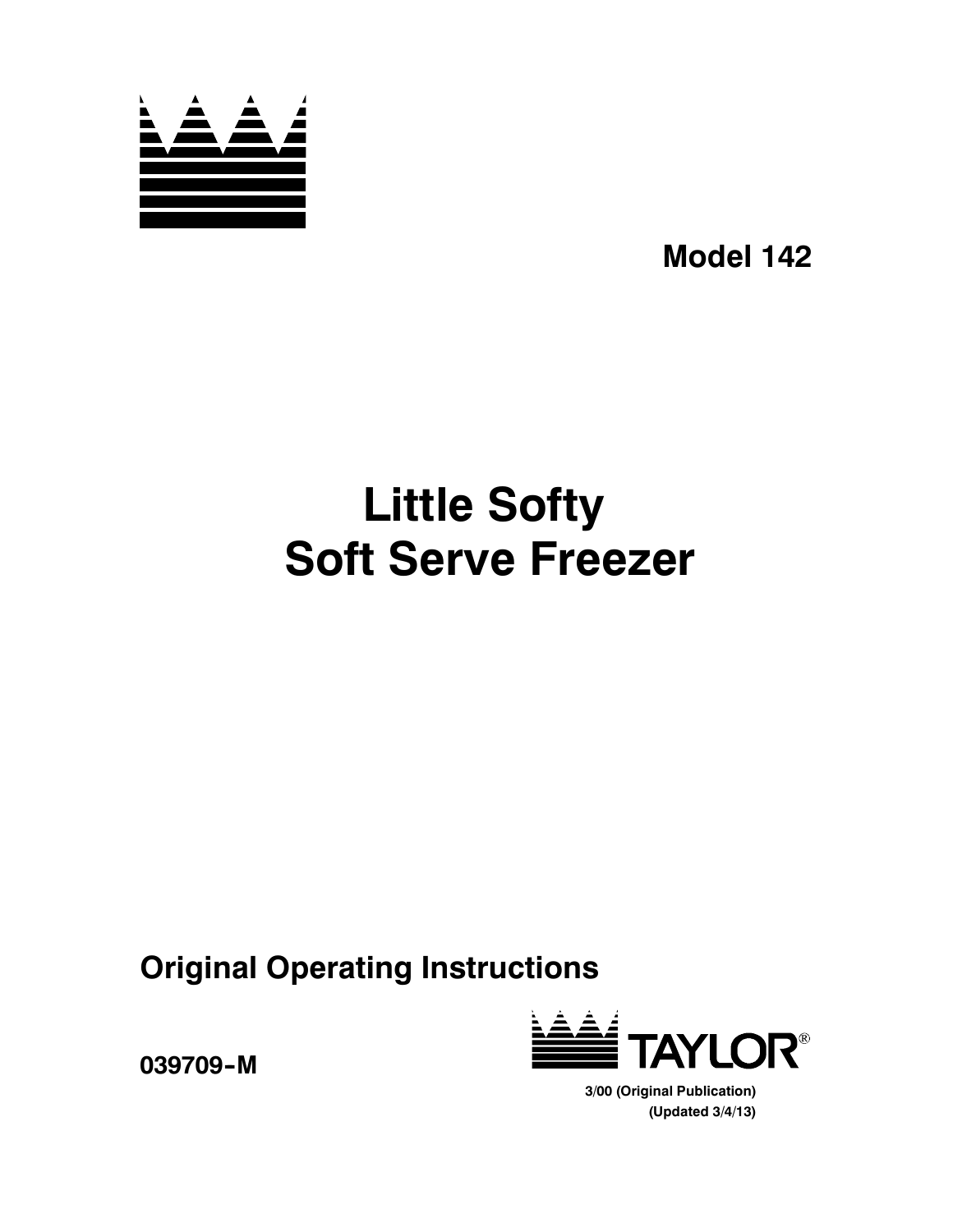**Model 142**

# Little Softy
# Soft Serve Freezer

## Original Operating Instructions

**039709-M**

TAYLOR®

**3/00 (Original Publication)**
**(Updated 3/4/13)**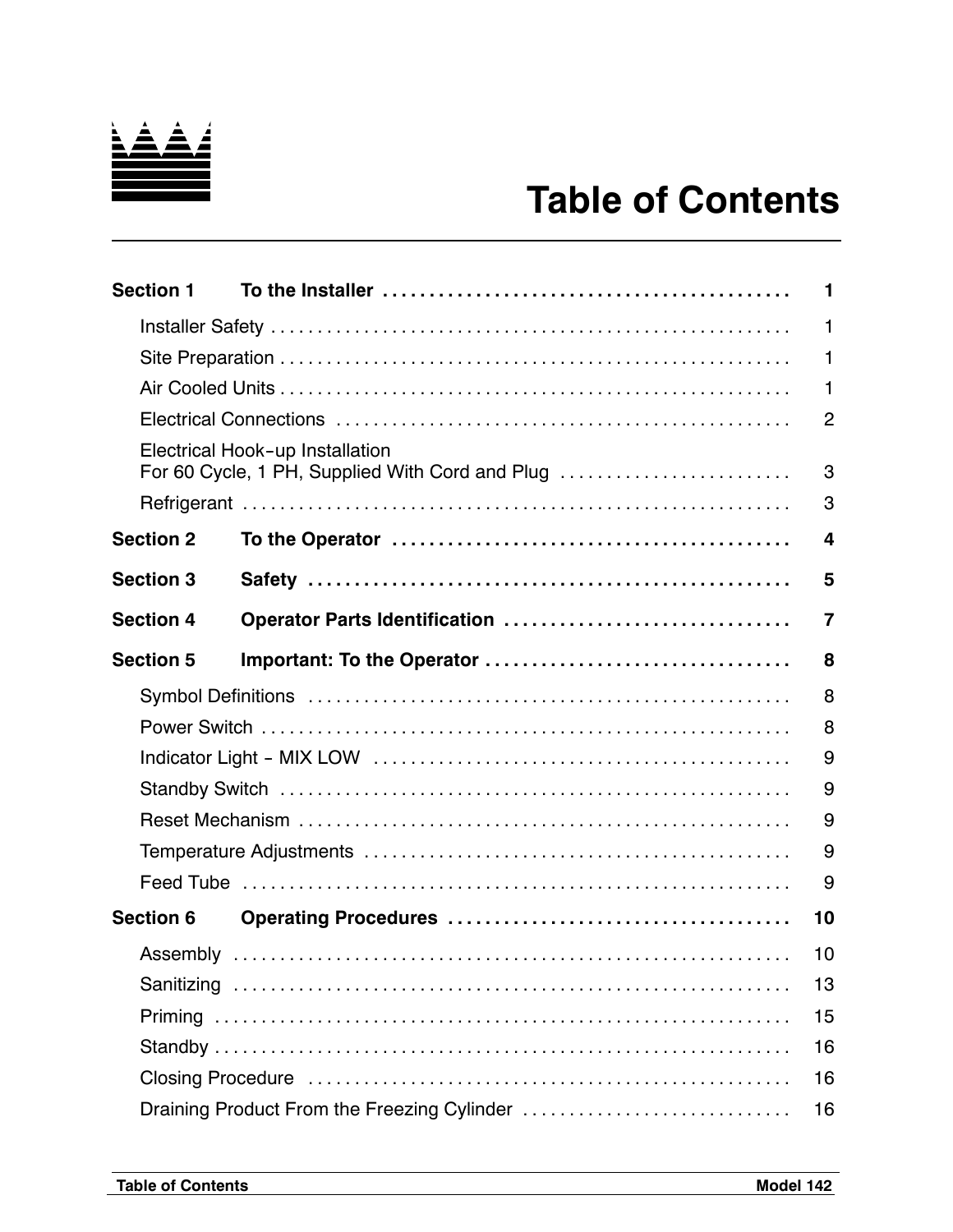# Table of Contents

| | | |
|---|---|---|
| **Section 1** | **To the Installer** | **1** |
| | Installer Safety | 1 |
| | Site Preparation | 1 |
| | Air Cooled Units | 1 |
| | Electrical Connections | 2 |
| | Electrical Hook-up Installation For 60 Cycle, 1 PH, Supplied With Cord and Plug | 3 |
| | Refrigerant | 3 |
| **Section 2** | **To the Operator** | **4** |
| **Section 3** | **Safety** | **5** |
| **Section 4** | **Operator Parts Identification** | **7** |
| **Section 5** | **Important: To the Operator** | **8** |
| | Symbol Definitions | 8 |
| | Power Switch | 8 |
| | Indicator Light - MIX LOW | 9 |
| | Standby Switch | 9 |
| | Reset Mechanism | 9 |
| | Temperature Adjustments | 9 |
| | Feed Tube | 9 |
| **Section 6** | **Operating Procedures** | **10** |
| | Assembly | 10 |
| | Sanitizing | 13 |
| | Priming | 15 |
| | Standby | 16 |
| | Closing Procedure | 16 |
| | Draining Product From the Freezing Cylinder | 16 |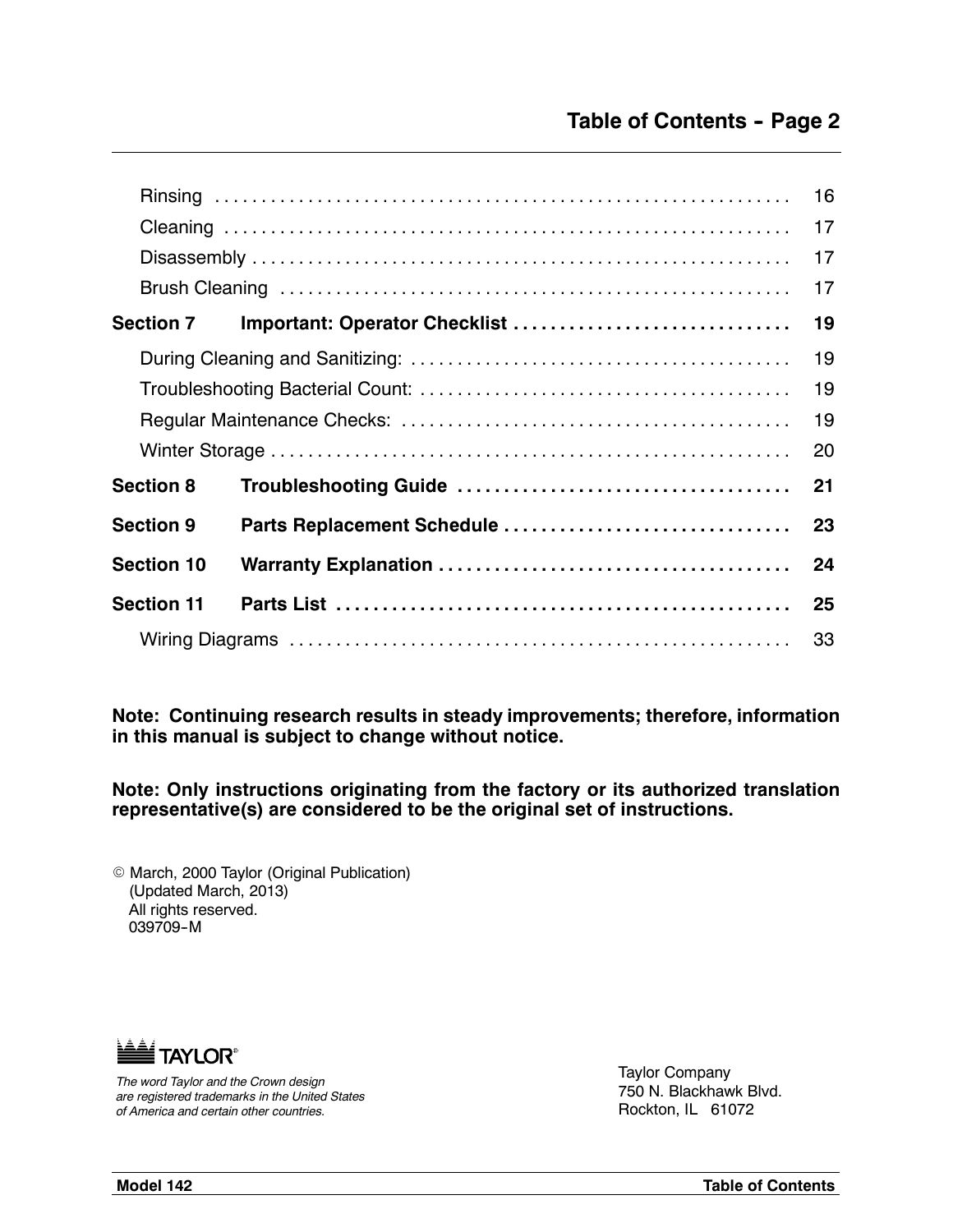# Table of Contents - Page 2

| | | |
|---|---|---|
| Rinsing | | 16 |
| Cleaning | | 17 |
| Disassembly | | 17 |
| Brush Cleaning | | 17 |
| **Section 7** | **Important: Operator Checklist** | **19** |
| During Cleaning and Sanitizing: | | 19 |
| Troubleshooting Bacterial Count: | | 19 |
| Regular Maintenance Checks: | | 19 |
| Winter Storage | | 20 |
| **Section 8** | **Troubleshooting Guide** | **21** |
| **Section 9** | **Parts Replacement Schedule** | **23** |
| **Section 10** | **Warranty Explanation** | **24** |
| **Section 11** | **Parts List** | **25** |
| Wiring Diagrams | | 33 |

**Note: Continuing research results in steady improvements; therefore, information in this manual is subject to change without notice.**

**Note: Only instructions originating from the factory or its authorized translation representative(s) are considered to be the original set of instructions.**

© March, 2000 Taylor (Original Publication)
(Updated March, 2013)
All rights reserved.
039709-M

TAYLOR®

*The word Taylor and the Crown design are registered trademarks in the United States of America and certain other countries.*

Taylor Company
750 N. Blackhawk Blvd.
Rockton, IL 61072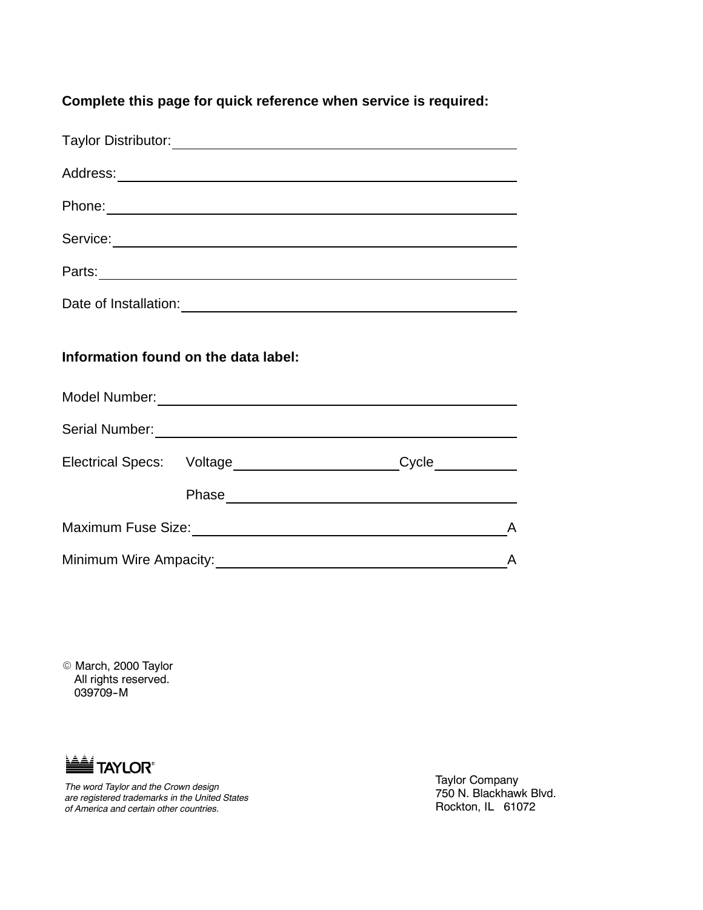**Complete this page for quick reference when service is required:**

Taylor Distributor: ____________________________________________

Address: ____________________________________________

Phone: ____________________________________________

Service: ____________________________________________

Parts: ____________________________________________

Date of Installation: ____________________________________________

**Information found on the data label:**

Model Number: ____________________________________________

Serial Number: ____________________________________________

Electrical Specs: Voltage ____________________ Cycle __________

Phase ______________________________

Maximum Fuse Size: ________________________________________ A

Minimum Wire Ampacity: ____________________________________ A

© March, 2000 Taylor
All rights reserved.
039709-M

TAYLOR®

*The word Taylor and the Crown design are registered trademarks in the United States of America and certain other countries.*

Taylor Company
750 N. Blackhawk Blvd.
Rockton, IL 61072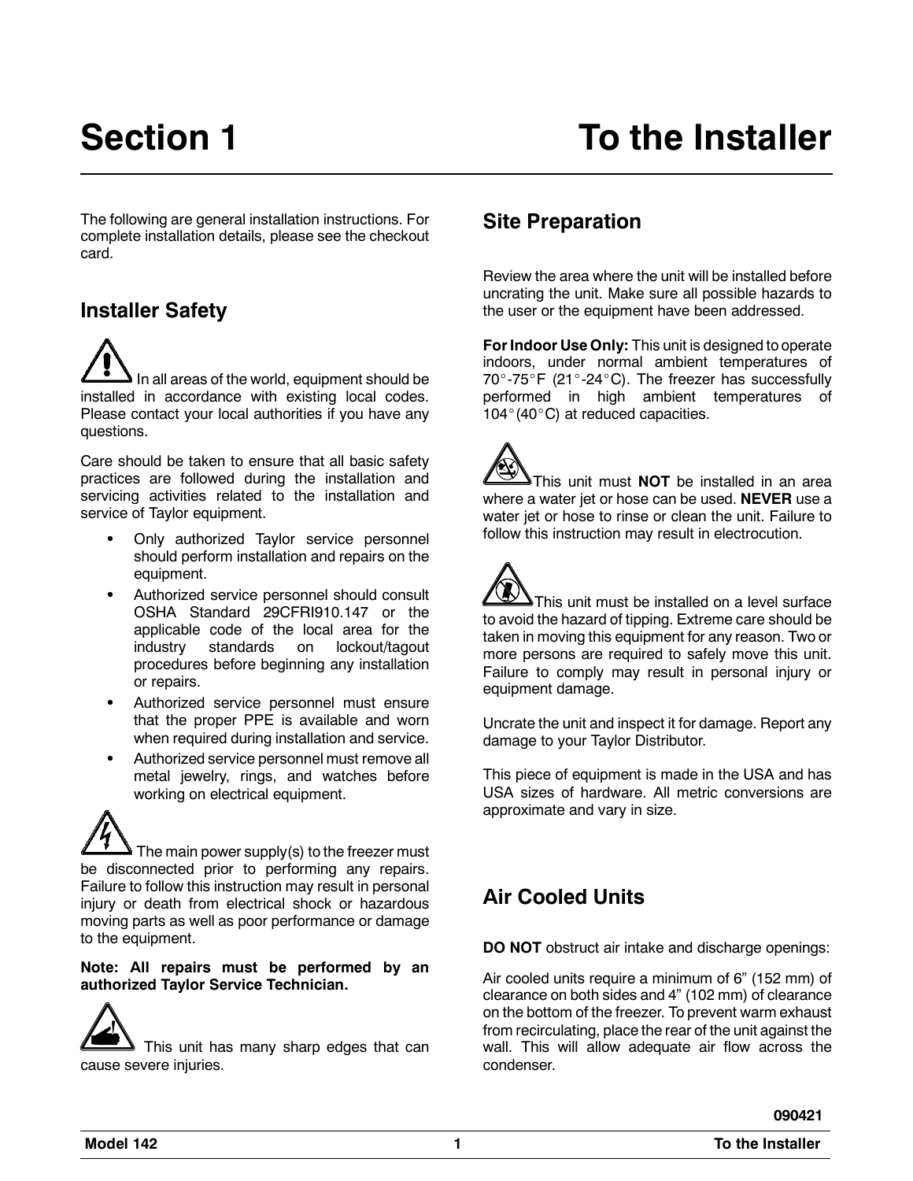# Section 1 To the Installer

The following are general installation instructions. For complete installation details, please see the checkout card.

## Installer Safety

In all areas of the world, equipment should be installed in accordance with existing local codes. Please contact your local authorities if you have any questions.

Care should be taken to ensure that all basic safety practices are followed during the installation and servicing activities related to the installation and service of Taylor equipment.

- Only authorized Taylor service personnel should perform installation and repairs on the equipment.
- Authorized service personnel should consult OSHA Standard 29CFRI910.147 or the applicable code of the local area for the industry standards on lockout/tagout procedures before beginning any installation or repairs.
- Authorized service personnel must ensure that the proper PPE is available and worn when required during installation and service.
- Authorized service personnel must remove all metal jewelry, rings, and watches before working on electrical equipment.

The main power supply(s) to the freezer must be disconnected prior to performing any repairs. Failure to follow this instruction may result in personal injury or death from electrical shock or hazardous moving parts as well as poor performance or damage to the equipment.

**Note: All repairs must be performed by an authorized Taylor Service Technician.**

This unit has many sharp edges that can cause severe injuries.

## Site Preparation

Review the area where the unit will be installed before uncrating the unit. Make sure all possible hazards to the user or the equipment have been addressed.

**For Indoor Use Only:** This unit is designed to operate indoors, under normal ambient temperatures of 70°-75°F (21°-24°C). The freezer has successfully performed in high ambient temperatures of 104°(40°C) at reduced capacities.

This unit must **NOT** be installed in an area where a water jet or hose can be used. **NEVER** use a water jet or hose to rinse or clean the unit. Failure to follow this instruction may result in electrocution.

This unit must be installed on a level surface to avoid the hazard of tipping. Extreme care should be taken in moving this equipment for any reason. Two or more persons are required to safely move this unit. Failure to comply may result in personal injury or equipment damage.

Uncrate the unit and inspect it for damage. Report any damage to your Taylor Distributor.

This piece of equipment is made in the USA and has USA sizes of hardware. All metric conversions are approximate and vary in size.

## Air Cooled Units

**DO NOT** obstruct air intake and discharge openings:

Air cooled units require a minimum of 6" (152 mm) of clearance on both sides and 4" (102 mm) of clearance on the bottom of the freezer. To prevent warm exhaust from recirculating, place the rear of the unit against the wall. This will allow adequate air flow across the condenser.

090421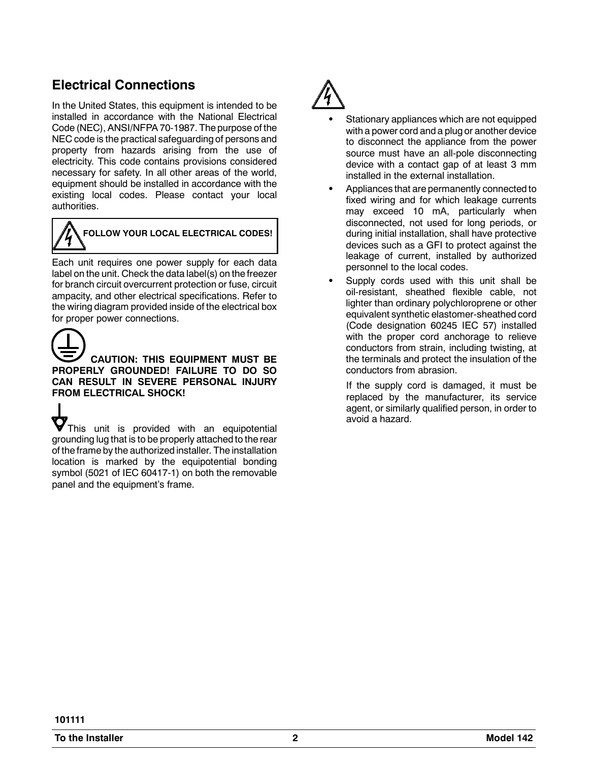## Electrical Connections

In the United States, this equipment is intended to be installed in accordance with the National Electrical Code (NEC), ANSI/NFPA 70-1987. The purpose of the NEC code is the practical safeguarding of persons and property from hazards arising from the use of electricity. This code contains provisions considered necessary for safety. In all other areas of the world, equipment should be installed in accordance with the existing local codes. Please contact your local authorities.

**FOLLOW YOUR LOCAL ELECTRICAL CODES!**

Each unit requires one power supply for each data label on the unit. Check the data label(s) on the freezer for branch circuit overcurrent protection or fuse, circuit ampacity, and other electrical specifications. Refer to the wiring diagram provided inside of the electrical box for proper power connections.

**CAUTION: THIS EQUIPMENT MUST BE PROPERLY GROUNDED! FAILURE TO DO SO CAN RESULT IN SEVERE PERSONAL INJURY FROM ELECTRICAL SHOCK!**

This unit is provided with an equipotential grounding lug that is to be properly attached to the rear of the frame by the authorized installer. The installation location is marked by the equipotential bonding symbol (5021 of IEC 60417-1) on both the removable panel and the equipment's frame.

- Stationary appliances which are not equipped with a power cord and a plug or another device to disconnect the appliance from the power source must have an all-pole disconnecting device with a contact gap of at least 3 mm installed in the external installation.
- Appliances that are permanently connected to fixed wiring and for which leakage currents may exceed 10 mA, particularly when disconnected, not used for long periods, or during initial installation, shall have protective devices such as a GFI to protect against the leakage of current, installed by authorized personnel to the local codes.
- Supply cords used with this unit shall be oil-resistant, sheathed flexible cable, not lighter than ordinary polychloroprene or other equivalent synthetic elastomer-sheathed cord (Code designation 60245 IEC 57) installed with the proper cord anchorage to relieve conductors from strain, including twisting, at the terminals and protect the insulation of the conductors from abrasion.

  If the supply cord is damaged, it must be replaced by the manufacturer, its service agent, or similarly qualified person, in order to avoid a hazard.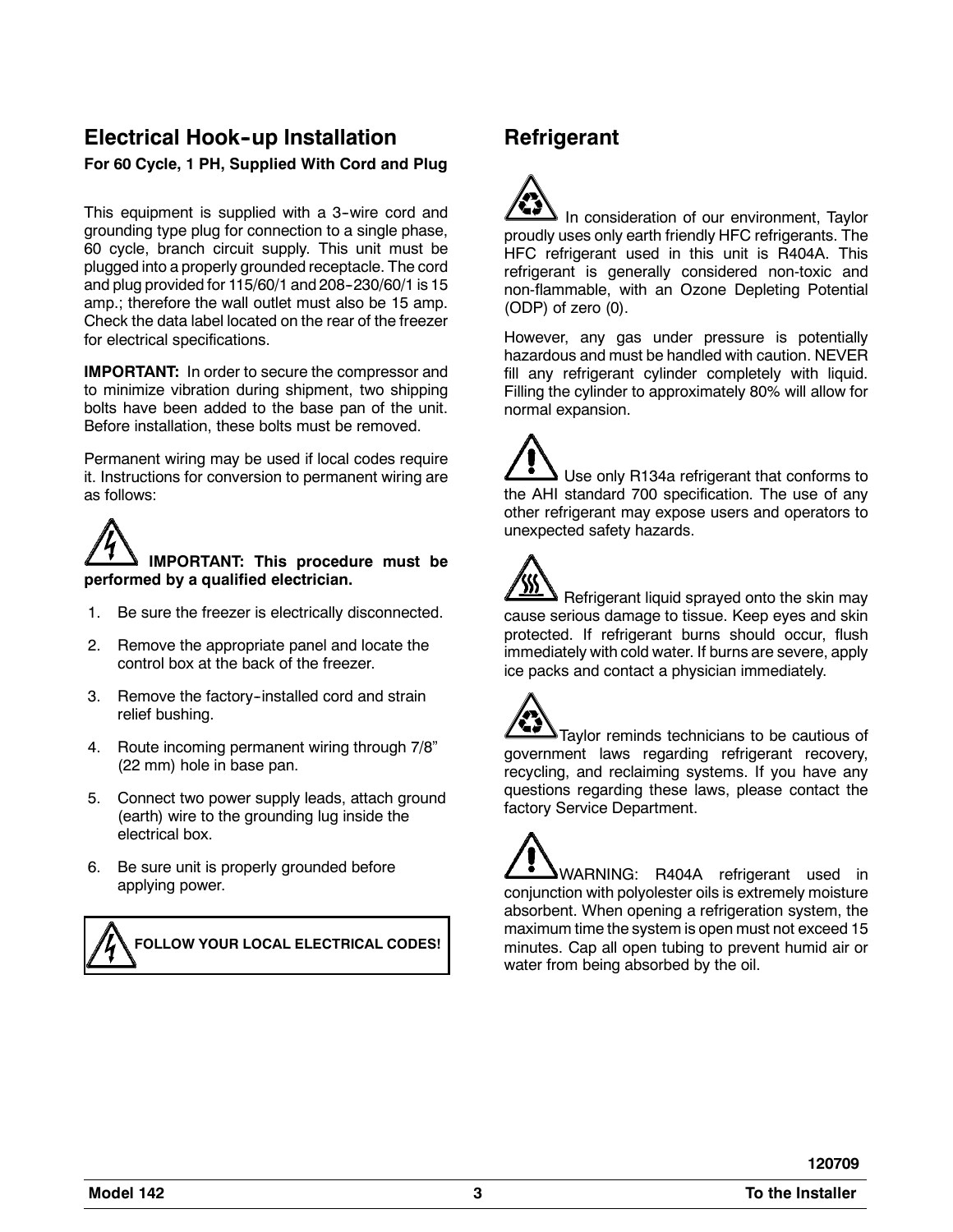## Electrical Hook-up Installation

**For 60 Cycle, 1 PH, Supplied With Cord and Plug**

This equipment is supplied with a 3-wire cord and grounding type plug for connection to a single phase, 60 cycle, branch circuit supply. This unit must be plugged into a properly grounded receptacle. The cord and plug provided for 115/60/1 and 208-230/60/1 is 15 amp.; therefore the wall outlet must also be 15 amp. Check the data label located on the rear of the freezer for electrical specifications.

**IMPORTANT:** In order to secure the compressor and to minimize vibration during shipment, two shipping bolts have been added to the base pan of the unit. Before installation, these bolts must be removed.

Permanent wiring may be used if local codes require it. Instructions for conversion to permanent wiring are as follows:

**IMPORTANT: This procedure must be performed by a qualified electrician.**

1. Be sure the freezer is electrically disconnected.
2. Remove the appropriate panel and locate the control box at the back of the freezer.
3. Remove the factory-installed cord and strain relief bushing.
4. Route incoming permanent wiring through 7/8" (22 mm) hole in base pan.
5. Connect two power supply leads, attach ground (earth) wire to the grounding lug inside the electrical box.
6. Be sure unit is properly grounded before applying power.

**FOLLOW YOUR LOCAL ELECTRICAL CODES!**

## Refrigerant

In consideration of our environment, Taylor proudly uses only earth friendly HFC refrigerants. The HFC refrigerant used in this unit is R404A. This refrigerant is generally considered non-toxic and non-flammable, with an Ozone Depleting Potential (ODP) of zero (0).

However, any gas under pressure is potentially hazardous and must be handled with caution. NEVER fill any refrigerant cylinder completely with liquid. Filling the cylinder to approximately 80% will allow for normal expansion.

Use only R134a refrigerant that conforms to the AHI standard 700 specification. The use of any other refrigerant may expose users and operators to unexpected safety hazards.

Refrigerant liquid sprayed onto the skin may cause serious damage to tissue. Keep eyes and skin protected. If refrigerant burns should occur, flush immediately with cold water. If burns are severe, apply ice packs and contact a physician immediately.

Taylor reminds technicians to be cautious of government laws regarding refrigerant recovery, recycling, and reclaiming systems. If you have any questions regarding these laws, please contact the factory Service Department.

WARNING: R404A refrigerant used in conjunction with polyolester oils is extremely moisture absorbent. When opening a refrigeration system, the maximum time the system is open must not exceed 15 minutes. Cap all open tubing to prevent humid air or water from being absorbed by the oil.

120709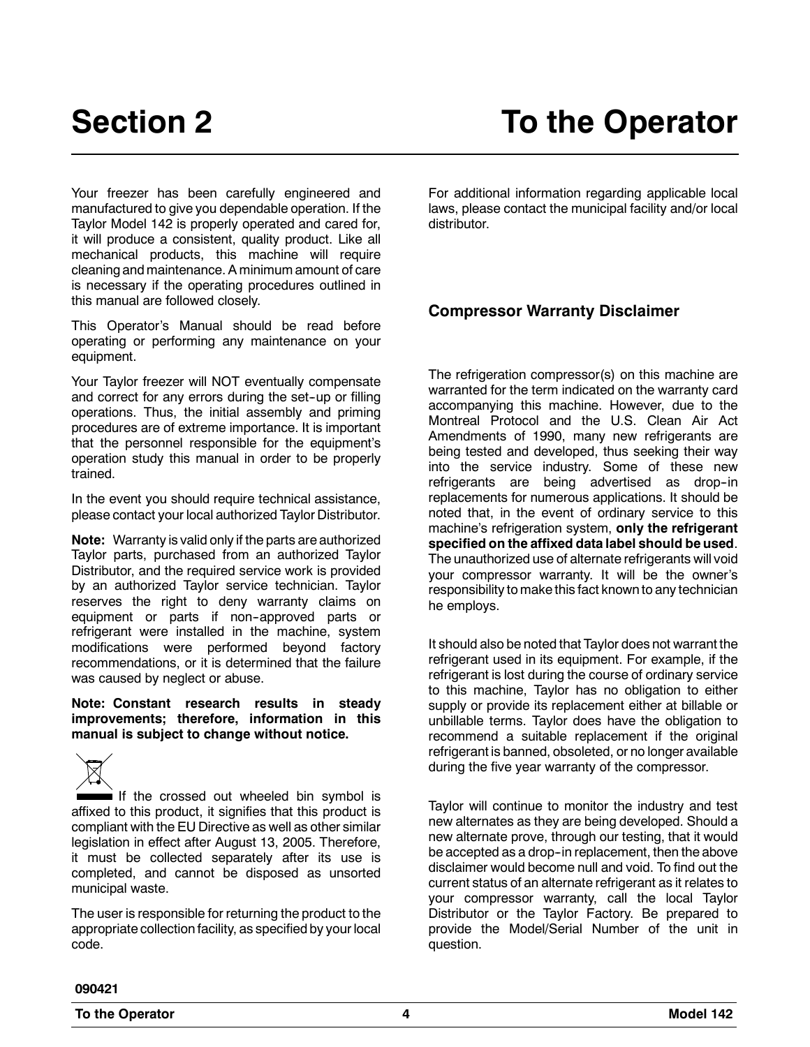# Section 2 To the Operator

Your freezer has been carefully engineered and manufactured to give you dependable operation. If the Taylor Model 142 is properly operated and cared for, it will produce a consistent, quality product. Like all mechanical products, this machine will require cleaning and maintenance. A minimum amount of care is necessary if the operating procedures outlined in this manual are followed closely.

This Operator's Manual should be read before operating or performing any maintenance on your equipment.

Your Taylor freezer will NOT eventually compensate and correct for any errors during the set-up or filling operations. Thus, the initial assembly and priming procedures are of extreme importance. It is important that the personnel responsible for the equipment's operation study this manual in order to be properly trained.

In the event you should require technical assistance, please contact your local authorized Taylor Distributor.

**Note:** Warranty is valid only if the parts are authorized Taylor parts, purchased from an authorized Taylor Distributor, and the required service work is provided by an authorized Taylor service technician. Taylor reserves the right to deny warranty claims on equipment or parts if non-approved parts or refrigerant were installed in the machine, system modifications were performed beyond factory recommendations, or it is determined that the failure was caused by neglect or abuse.

**Note: Constant research results in steady improvements; therefore, information in this manual is subject to change without notice.**

If the crossed out wheeled bin symbol is affixed to this product, it signifies that this product is compliant with the EU Directive as well as other similar legislation in effect after August 13, 2005. Therefore, it must be collected separately after its use is completed, and cannot be disposed as unsorted municipal waste.

The user is responsible for returning the product to the appropriate collection facility, as specified by your local code.

For additional information regarding applicable local laws, please contact the municipal facility and/or local distributor.

## Compressor Warranty Disclaimer

The refrigeration compressor(s) on this machine are warranted for the term indicated on the warranty card accompanying this machine. However, due to the Montreal Protocol and the U.S. Clean Air Act Amendments of 1990, many new refrigerants are being tested and developed, thus seeking their way into the service industry. Some of these new refrigerants are being advertised as drop-in replacements for numerous applications. It should be noted that, in the event of ordinary service to this machine's refrigeration system, **only the refrigerant specified on the affixed data label should be used**. The unauthorized use of alternate refrigerants will void your compressor warranty. It will be the owner's responsibility to make this fact known to any technician he employs.

It should also be noted that Taylor does not warrant the refrigerant used in its equipment. For example, if the refrigerant is lost during the course of ordinary service to this machine, Taylor has no obligation to either supply or provide its replacement either at billable or unbillable terms. Taylor does have the obligation to recommend a suitable replacement if the original refrigerant is banned, obsoleted, or no longer available during the five year warranty of the compressor.

Taylor will continue to monitor the industry and test new alternates as they are being developed. Should a new alternate prove, through our testing, that it would be accepted as a drop-in replacement, then the above disclaimer would become null and void. To find out the current status of an alternate refrigerant as it relates to your compressor warranty, call the local Taylor Distributor or the Taylor Factory. Be prepared to provide the Model/Serial Number of the unit in question.

090421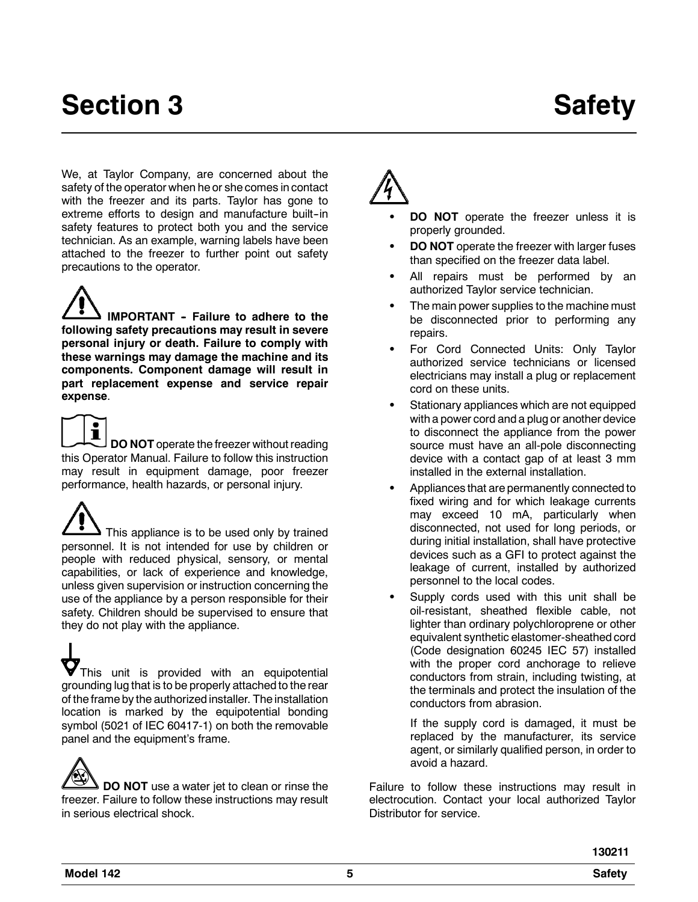# Section 3 Safety

We, at Taylor Company, are concerned about the safety of the operator when he or she comes in contact with the freezer and its parts. Taylor has gone to extreme efforts to design and manufacture built-in safety features to protect both you and the service technician. As an example, warning labels have been attached to the freezer to further point out safety precautions to the operator.

**IMPORTANT - Failure to adhere to the following safety precautions may result in severe personal injury or death. Failure to comply with these warnings may damage the machine and its components. Component damage will result in part replacement expense and service repair expense**.

**DO NOT** operate the freezer without reading this Operator Manual. Failure to follow this instruction may result in equipment damage, poor freezer performance, health hazards, or personal injury.

This appliance is to be used only by trained personnel. It is not intended for use by children or people with reduced physical, sensory, or mental capabilities, or lack of experience and knowledge, unless given supervision or instruction concerning the use of the appliance by a person responsible for their safety. Children should be supervised to ensure that they do not play with the appliance.

This unit is provided with an equipotential grounding lug that is to be properly attached to the rear of the frame by the authorized installer. The installation location is marked by the equipotential bonding symbol (5021 of IEC 60417-1) on both the removable panel and the equipment's frame.

**DO NOT** use a water jet to clean or rinse the freezer. Failure to follow these instructions may result in serious electrical shock.

- **DO NOT** operate the freezer unless it is properly grounded.
- **DO NOT** operate the freezer with larger fuses than specified on the freezer data label.
- All repairs must be performed by an authorized Taylor service technician.
- The main power supplies to the machine must be disconnected prior to performing any repairs.
- For Cord Connected Units: Only Taylor authorized service technicians or licensed electricians may install a plug or replacement cord on these units.
- Stationary appliances which are not equipped with a power cord and a plug or another device to disconnect the appliance from the power source must have an all-pole disconnecting device with a contact gap of at least 3 mm installed in the external installation.
- Appliances that are permanently connected to fixed wiring and for which leakage currents may exceed 10 mA, particularly when disconnected, not used for long periods, or during initial installation, shall have protective devices such as a GFI to protect against the leakage of current, installed by authorized personnel to the local codes.
- Supply cords used with this unit shall be oil-resistant, sheathed flexible cable, not lighter than ordinary polychloroprene or other equivalent synthetic elastomer-sheathed cord (Code designation 60245 IEC 57) installed with the proper cord anchorage to relieve conductors from strain, including twisting, at the terminals and protect the insulation of the conductors from abrasion.

  If the supply cord is damaged, it must be replaced by the manufacturer, its service agent, or similarly qualified person, in order to avoid a hazard.

Failure to follow these instructions may result in electrocution. Contact your local authorized Taylor Distributor for service.

130211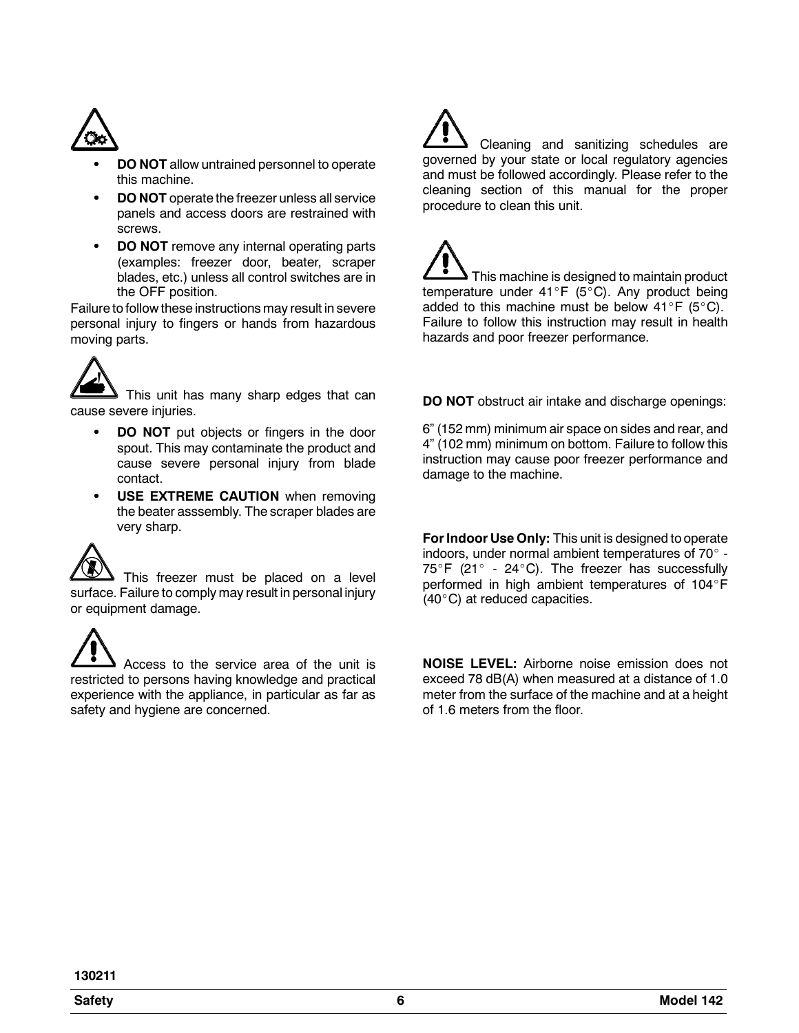- **DO NOT** allow untrained personnel to operate this machine.
- **DO NOT** operate the freezer unless all service panels and access doors are restrained with screws.
- **DO NOT** remove any internal operating parts (examples: freezer door, beater, scraper blades, etc.) unless all control switches are in the OFF position.

Failure to follow these instructions may result in severe personal injury to fingers or hands from hazardous moving parts.

This unit has many sharp edges that can cause severe injuries.

- **DO NOT** put objects or fingers in the door spout. This may contaminate the product and cause severe personal injury from blade contact.
- **USE EXTREME CAUTION** when removing the beater asssembly. The scraper blades are very sharp.

This freezer must be placed on a level surface. Failure to comply may result in personal injury or equipment damage.

Access to the service area of the unit is restricted to persons having knowledge and practical experience with the appliance, in particular as far as safety and hygiene are concerned.

Cleaning and sanitizing schedules are governed by your state or local regulatory agencies and must be followed accordingly. Please refer to the cleaning section of this manual for the proper procedure to clean this unit.

This machine is designed to maintain product temperature under 41°F (5°C). Any product being added to this machine must be below 41°F (5°C). Failure to follow this instruction may result in health hazards and poor freezer performance.

**DO NOT** obstruct air intake and discharge openings:

6" (152 mm) minimum air space on sides and rear, and 4" (102 mm) minimum on bottom. Failure to follow this instruction may cause poor freezer performance and damage to the machine.

**For Indoor Use Only:** This unit is designed to operate indoors, under normal ambient temperatures of 70° - 75°F (21° - 24°C). The freezer has successfully performed in high ambient temperatures of 104°F (40°C) at reduced capacities.

**NOISE LEVEL:** Airborne noise emission does not exceed 78 dB(A) when measured at a distance of 1.0 meter from the surface of the machine and at a height of 1.6 meters from the floor.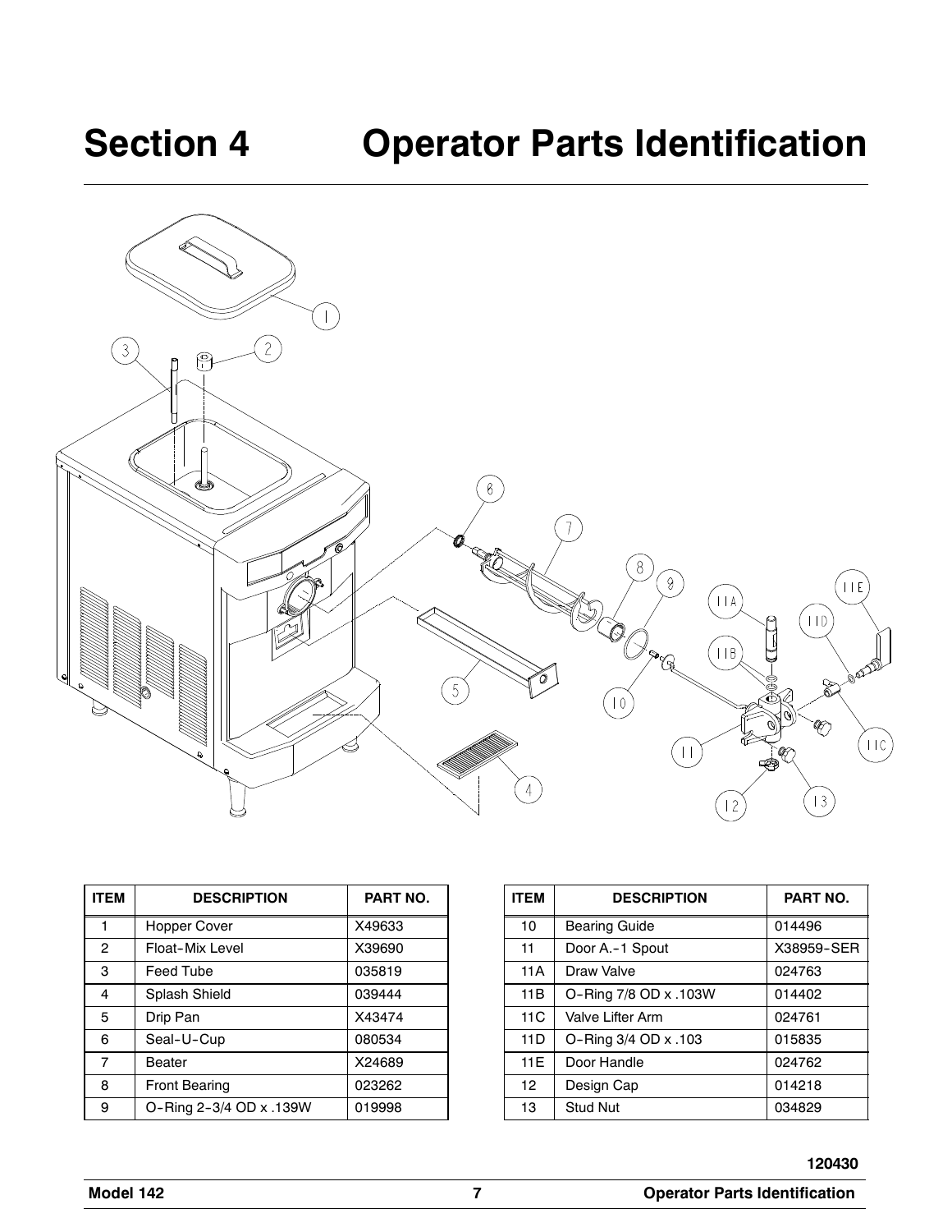# Section 4 Operator Parts Identification

| ITEM | DESCRIPTION | PART NO. |
|---|---|---|
| 1 | Hopper Cover | X49633 |
| 2 | Float-Mix Level | X39690 |
| 3 | Feed Tube | 035819 |
| 4 | Splash Shield | 039444 |
| 5 | Drip Pan | X43474 |
| 6 | Seal-U-Cup | 080534 |
| 7 | Beater | X24689 |
| 8 | Front Bearing | 023262 |
| 9 | O-Ring 2-3/4 OD x .139W | 019998 |

| ITEM | DESCRIPTION | PART NO. |
|---|---|---|
| 10 | Bearing Guide | 014496 |
| 11 | Door A.-1 Spout | X38959-SER |
| 11A | Draw Valve | 024763 |
| 11B | O-Ring 7/8 OD x .103W | 014402 |
| 11C | Valve Lifter Arm | 024761 |
| 11D | O-Ring 3/4 OD x .103 | 015835 |
| 11E | Door Handle | 024762 |
| 12 | Design Cap | 014218 |
| 13 | Stud Nut | 034829 |

120430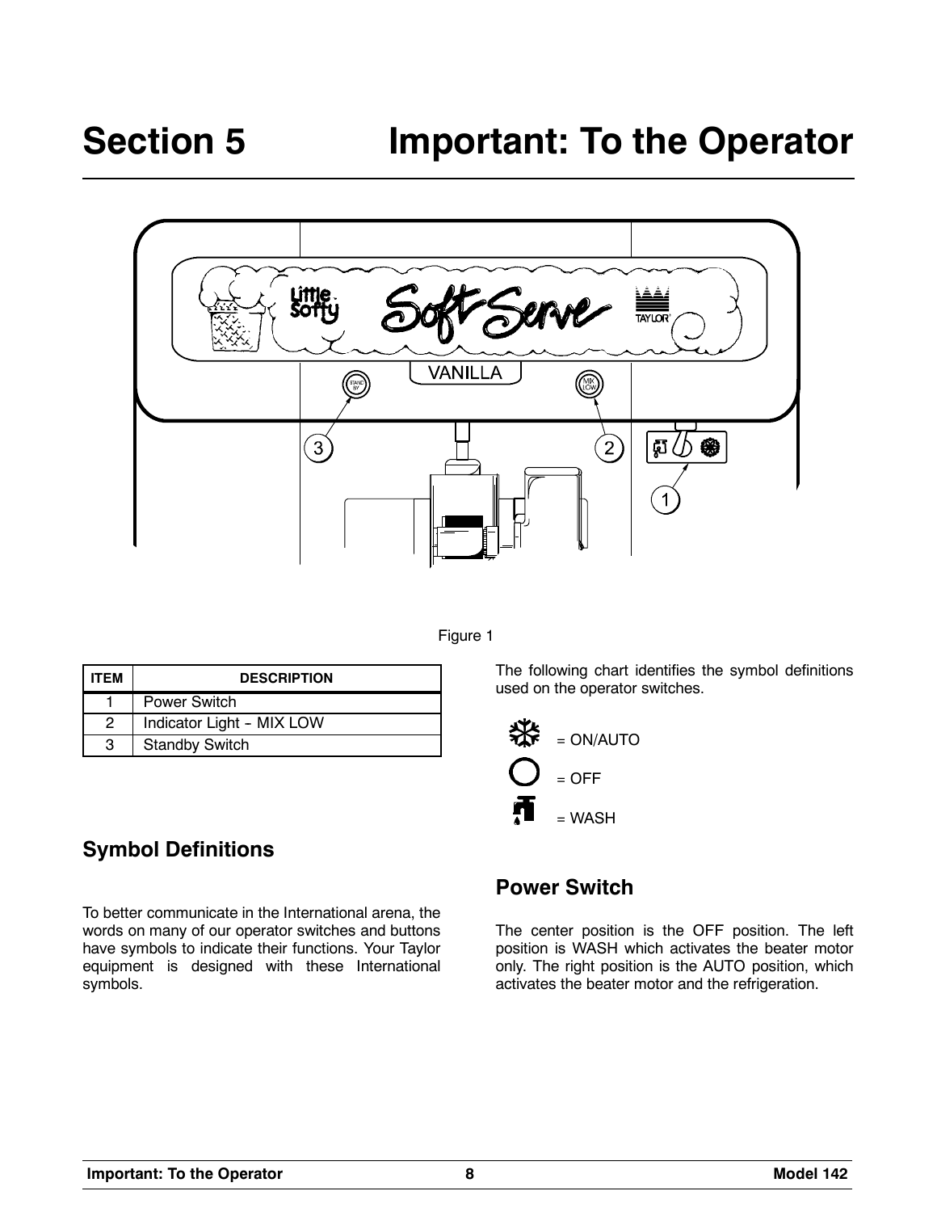# Section 5 Important: To the Operator

Figure 1

| ITEM | DESCRIPTION |
| --- | --- |
| 1 | Power Switch |
| 2 | Indicator Light - MIX LOW |
| 3 | Standby Switch |

## Symbol Definitions

To better communicate in the International arena, the words on many of our operator switches and buttons have symbols to indicate their functions. Your Taylor equipment is designed with these International symbols.

The following chart identifies the symbol definitions used on the operator switches.

= ON/AUTO

= OFF

= WASH

## Power Switch

The center position is the OFF position. The left position is WASH which activates the beater motor only. The right position is the AUTO position, which activates the beater motor and the refrigeration.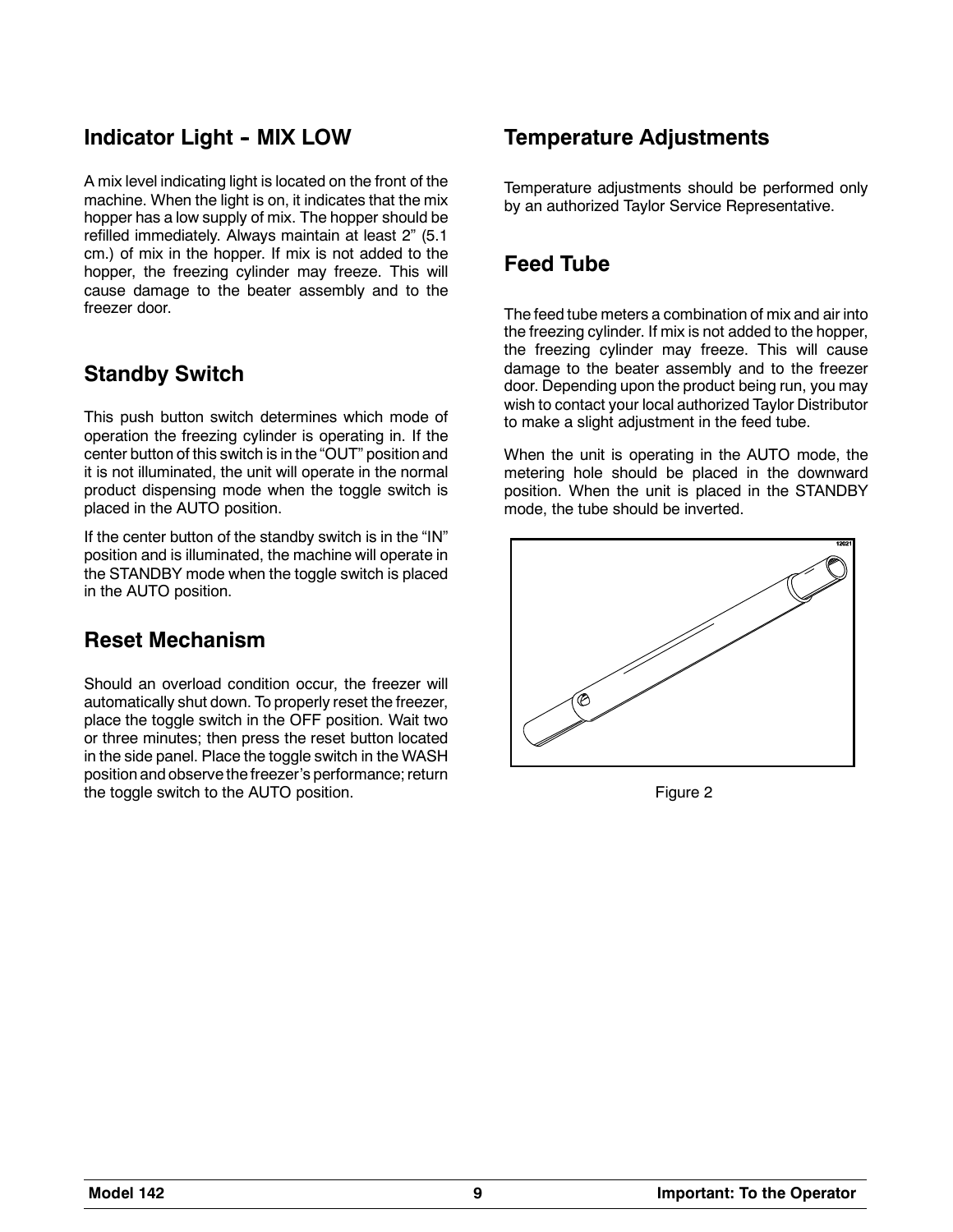## Indicator Light - MIX LOW

A mix level indicating light is located on the front of the machine. When the light is on, it indicates that the mix hopper has a low supply of mix. The hopper should be refilled immediately. Always maintain at least 2" (5.1 cm.) of mix in the hopper. If mix is not added to the hopper, the freezing cylinder may freeze. This will cause damage to the beater assembly and to the freezer door.

## Standby Switch

This push button switch determines which mode of operation the freezing cylinder is operating in. If the center button of this switch is in the "OUT" position and it is not illuminated, the unit will operate in the normal product dispensing mode when the toggle switch is placed in the AUTO position.

If the center button of the standby switch is in the "IN" position and is illuminated, the machine will operate in the STANDBY mode when the toggle switch is placed in the AUTO position.

## Reset Mechanism

Should an overload condition occur, the freezer will automatically shut down. To properly reset the freezer, place the toggle switch in the OFF position. Wait two or three minutes; then press the reset button located in the side panel. Place the toggle switch in the WASH position and observe the freezer's performance; return the toggle switch to the AUTO position.

## Temperature Adjustments

Temperature adjustments should be performed only by an authorized Taylor Service Representative.

## Feed Tube

The feed tube meters a combination of mix and air into the freezing cylinder. If mix is not added to the hopper, the freezing cylinder may freeze. This will cause damage to the beater assembly and to the freezer door. Depending upon the product being run, you may wish to contact your local authorized Taylor Distributor to make a slight adjustment in the feed tube.

When the unit is operating in the AUTO mode, the metering hole should be placed in the downward position. When the unit is placed in the STANDBY mode, the tube should be inverted.

Figure 2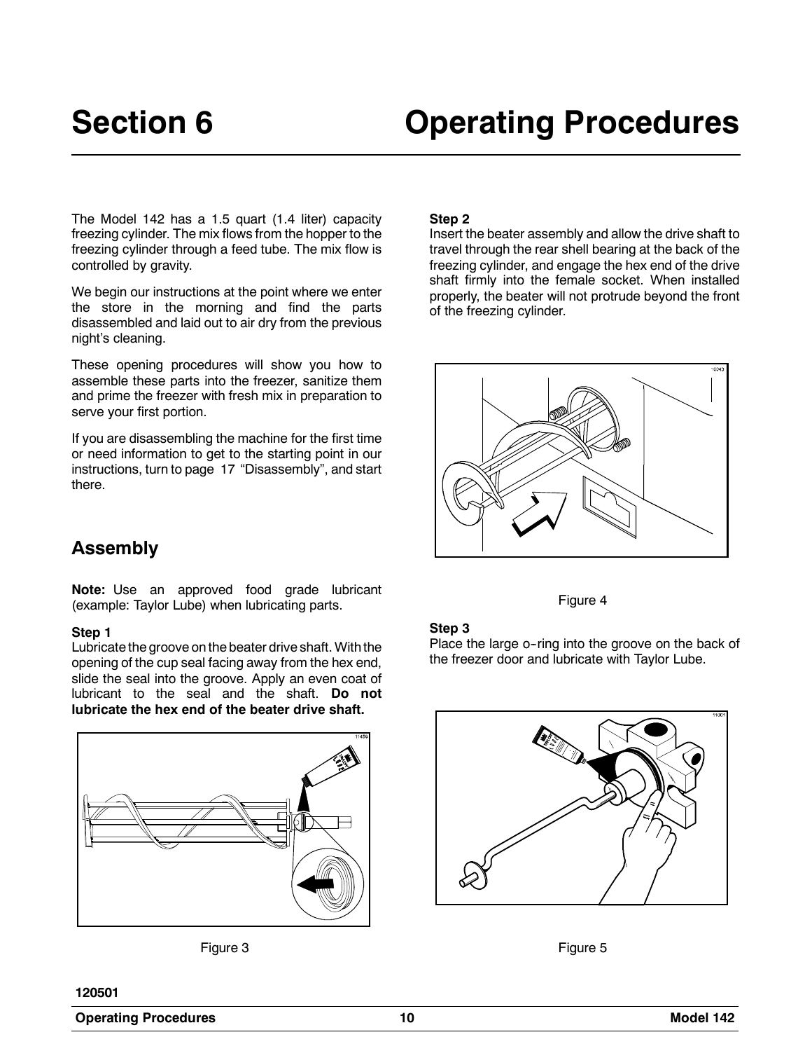# Section 6 Operating Procedures

The Model 142 has a 1.5 quart (1.4 liter) capacity freezing cylinder. The mix flows from the hopper to the freezing cylinder through a feed tube. The mix flow is controlled by gravity.

We begin our instructions at the point where we enter the store in the morning and find the parts disassembled and laid out to air dry from the previous night's cleaning.

These opening procedures will show you how to assemble these parts into the freezer, sanitize them and prime the freezer with fresh mix in preparation to serve your first portion.

If you are disassembling the machine for the first time or need information to get to the starting point in our instructions, turn to page 17 "Disassembly", and start there.

## Assembly

**Note:** Use an approved food grade lubricant (example: Taylor Lube) when lubricating parts.

**Step 1**

Lubricate the groove on the beater drive shaft. With the opening of the cup seal facing away from the hex end, slide the seal into the groove. Apply an even coat of lubricant to the seal and the shaft. **Do not lubricate the hex end of the beater drive shaft.**

Figure 3

**Step 2**

Insert the beater assembly and allow the drive shaft to travel through the rear shell bearing at the back of the freezing cylinder, and engage the hex end of the drive shaft firmly into the female socket. When installed properly, the beater will not protrude beyond the front of the freezing cylinder.

Figure 4

**Step 3**

Place the large o-ring into the groove on the back of the freezer door and lubricate with Taylor Lube.

Figure 5

120501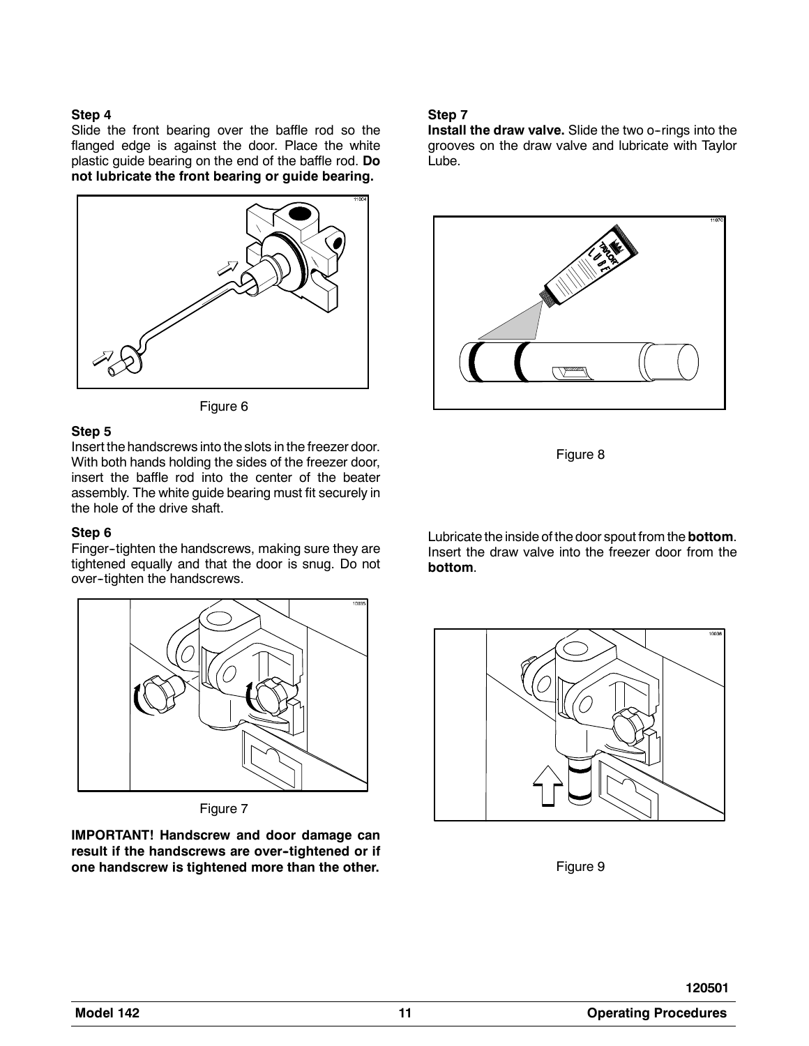### Step 4

Slide the front bearing over the baffle rod so the flanged edge is against the door. Place the white plastic guide bearing on the end of the baffle rod. **Do not lubricate the front bearing or guide bearing.**

Figure 6

### Step 5

Insert the handscrews into the slots in the freezer door. With both hands holding the sides of the freezer door, insert the baffle rod into the center of the beater assembly. The white guide bearing must fit securely in the hole of the drive shaft.

### Step 6

Finger-tighten the handscrews, making sure they are tightened equally and that the door is snug. Do not over-tighten the handscrews.

Figure 7

**IMPORTANT! Handscrew and door damage can result if the handscrews are over-tightened or if one handscrew is tightened more than the other.**

### Step 7

**Install the draw valve.** Slide the two o-rings into the grooves on the draw valve and lubricate with Taylor Lube.

Figure 8

Lubricate the inside of the door spout from the **bottom**. Insert the draw valve into the freezer door from the **bottom**.

Figure 9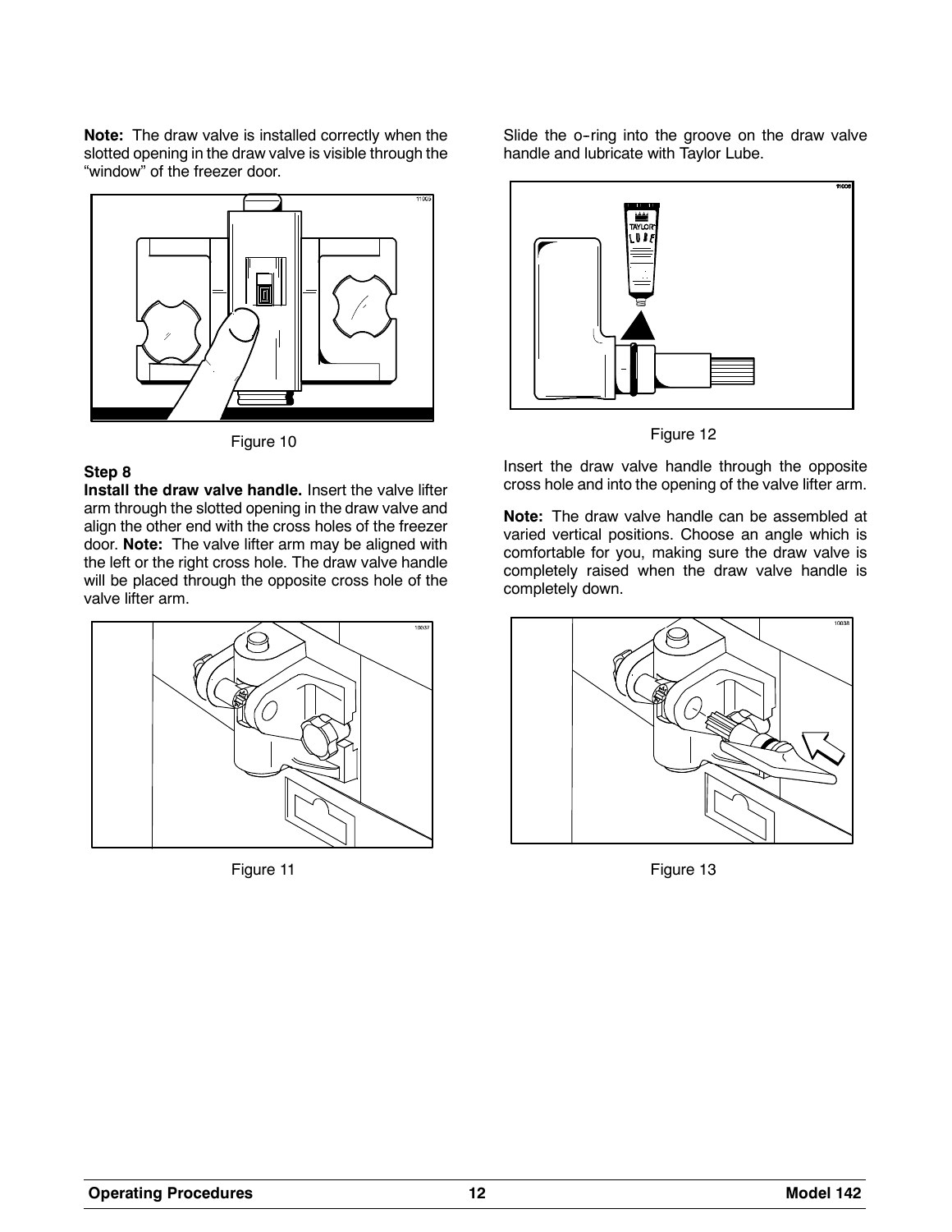**Note:** The draw valve is installed correctly when the slotted opening in the draw valve is visible through the "window" of the freezer door.

Figure 10

### Step 8

**Install the draw valve handle.** Insert the valve lifter arm through the slotted opening in the draw valve and align the other end with the cross holes of the freezer door. **Note:** The valve lifter arm may be aligned with the left or the right cross hole. The draw valve handle will be placed through the opposite cross hole of the valve lifter arm.

Figure 11

Slide the o-ring into the groove on the draw valve handle and lubricate with Taylor Lube.

Figure 12

Insert the draw valve handle through the opposite cross hole and into the opening of the valve lifter arm.

**Note:** The draw valve handle can be assembled at varied vertical positions. Choose an angle which is comfortable for you, making sure the draw valve is completely raised when the draw valve handle is completely down.

Figure 13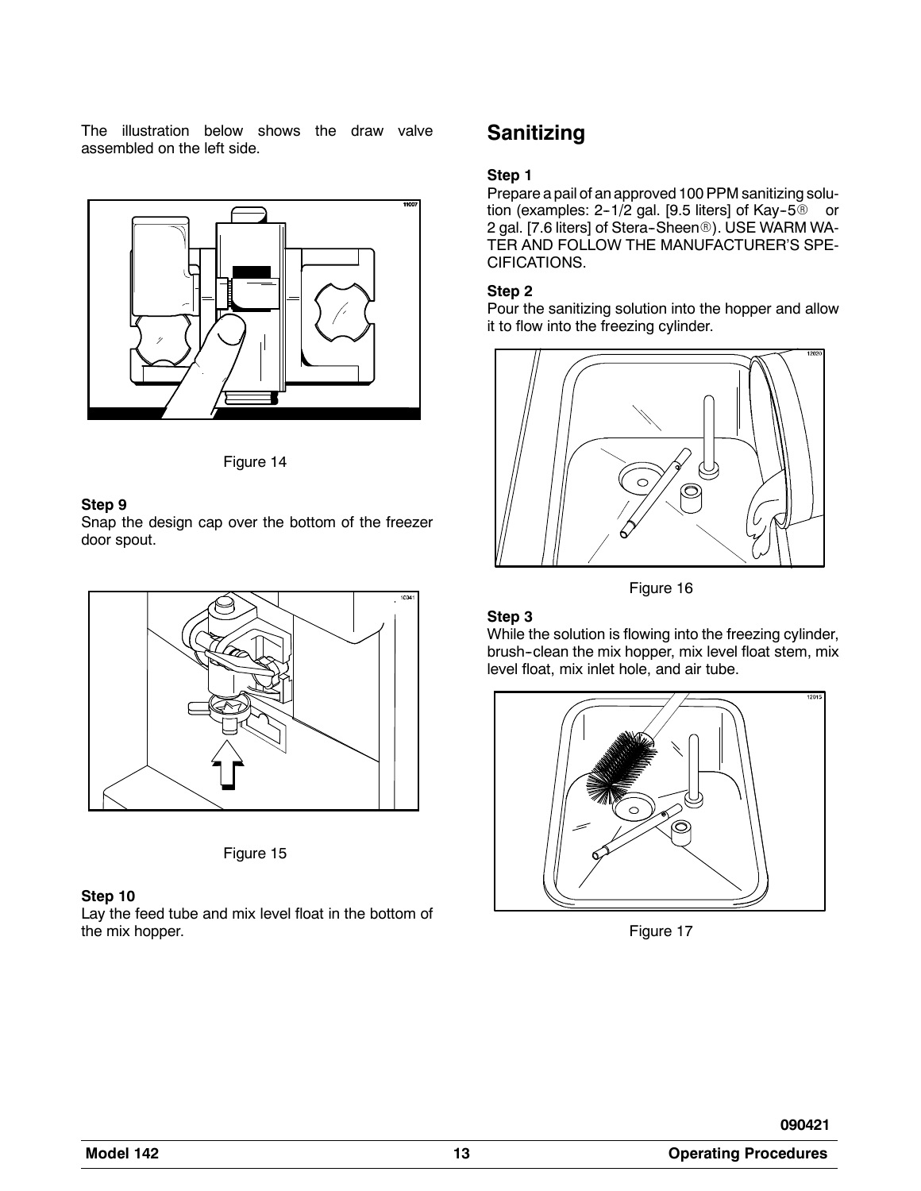The illustration below shows the draw valve assembled on the left side.

Figure 14

**Step 9**

Snap the design cap over the bottom of the freezer door spout.

Figure 15

**Step 10**

Lay the feed tube and mix level float in the bottom of the mix hopper.

## Sanitizing

**Step 1**

Prepare a pail of an approved 100 PPM sanitizing solution (examples: 2-1/2 gal. [9.5 liters] of Kay-5® or 2 gal. [7.6 liters] of Stera-Sheen®). USE WARM WATER AND FOLLOW THE MANUFACTURER'S SPECIFICATIONS.

**Step 2**

Pour the sanitizing solution into the hopper and allow it to flow into the freezing cylinder.

Figure 16

**Step 3**

While the solution is flowing into the freezing cylinder, brush-clean the mix hopper, mix level float stem, mix level float, mix inlet hole, and air tube.

Figure 17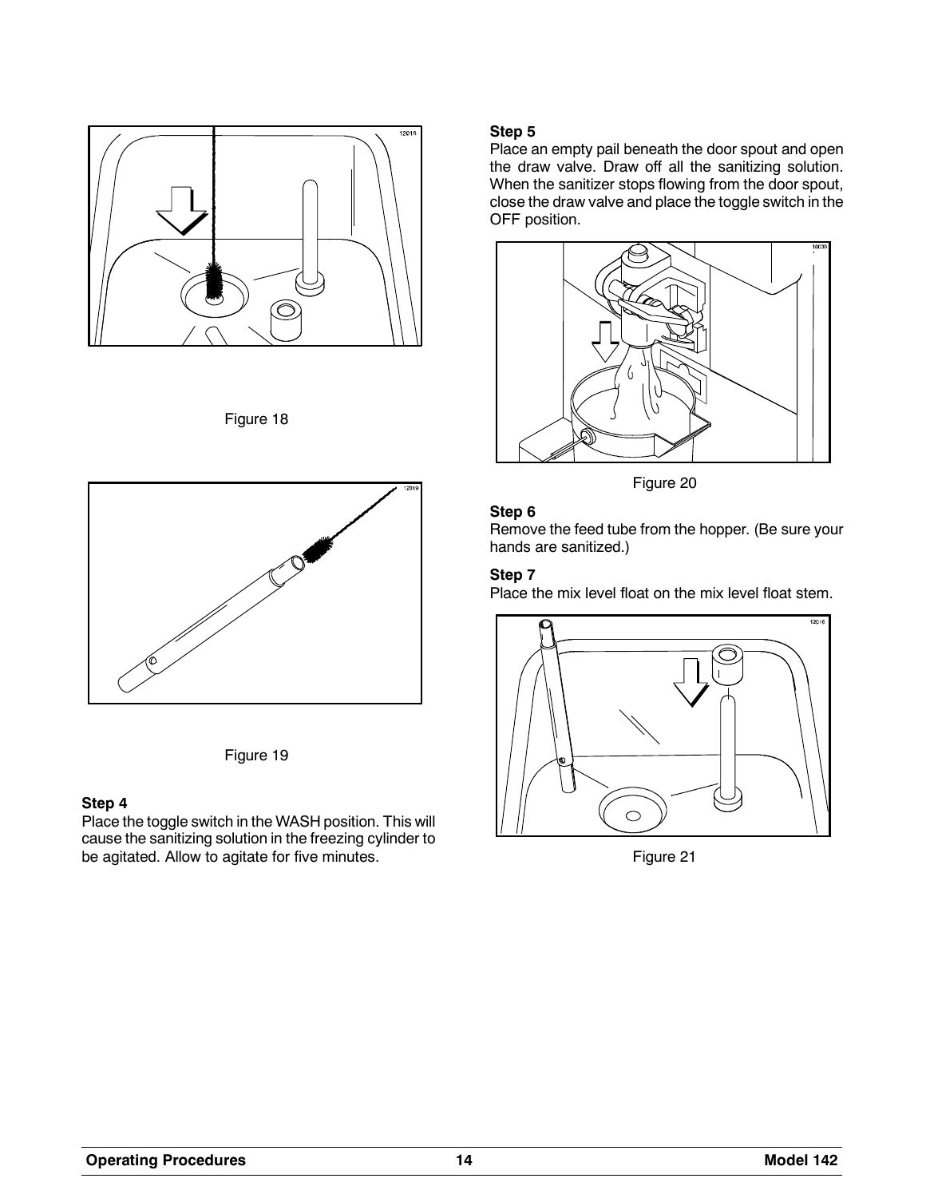Figure 18

Figure 19

**Step 4**

Place the toggle switch in the WASH position. This will cause the sanitizing solution in the freezing cylinder to be agitated. Allow to agitate for five minutes.

**Step 5**

Place an empty pail beneath the door spout and open the draw valve. Draw off all the sanitizing solution. When the sanitizer stops flowing from the door spout, close the draw valve and place the toggle switch in the OFF position.

Figure 20

**Step 6**

Remove the feed tube from the hopper. (Be sure your hands are sanitized.)

**Step 7**

Place the mix level float on the mix level float stem.

Figure 21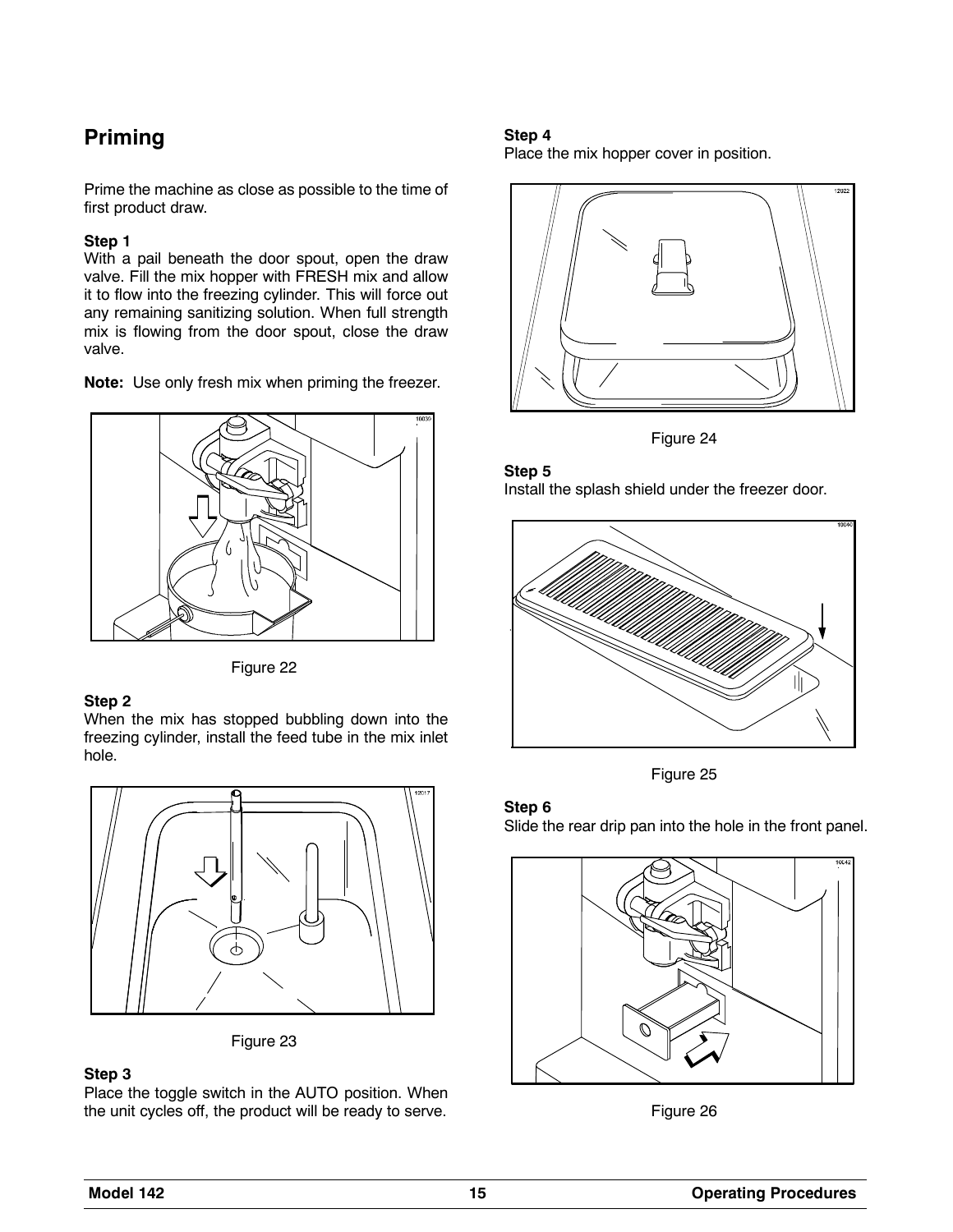## Priming

Prime the machine as close as possible to the time of first product draw.

**Step 1**
With a pail beneath the door spout, open the draw valve. Fill the mix hopper with FRESH mix and allow it to flow into the freezing cylinder. This will force out any remaining sanitizing solution. When full strength mix is flowing from the door spout, close the draw valve.

**Note:** Use only fresh mix when priming the freezer.

Figure 22

**Step 2**
When the mix has stopped bubbling down into the freezing cylinder, install the feed tube in the mix inlet hole.

Figure 23

**Step 3**
Place the toggle switch in the AUTO position. When the unit cycles off, the product will be ready to serve.

**Step 4**
Place the mix hopper cover in position.

Figure 24

**Step 5**
Install the splash shield under the freezer door.

Figure 25

**Step 6**
Slide the rear drip pan into the hole in the front panel.

Figure 26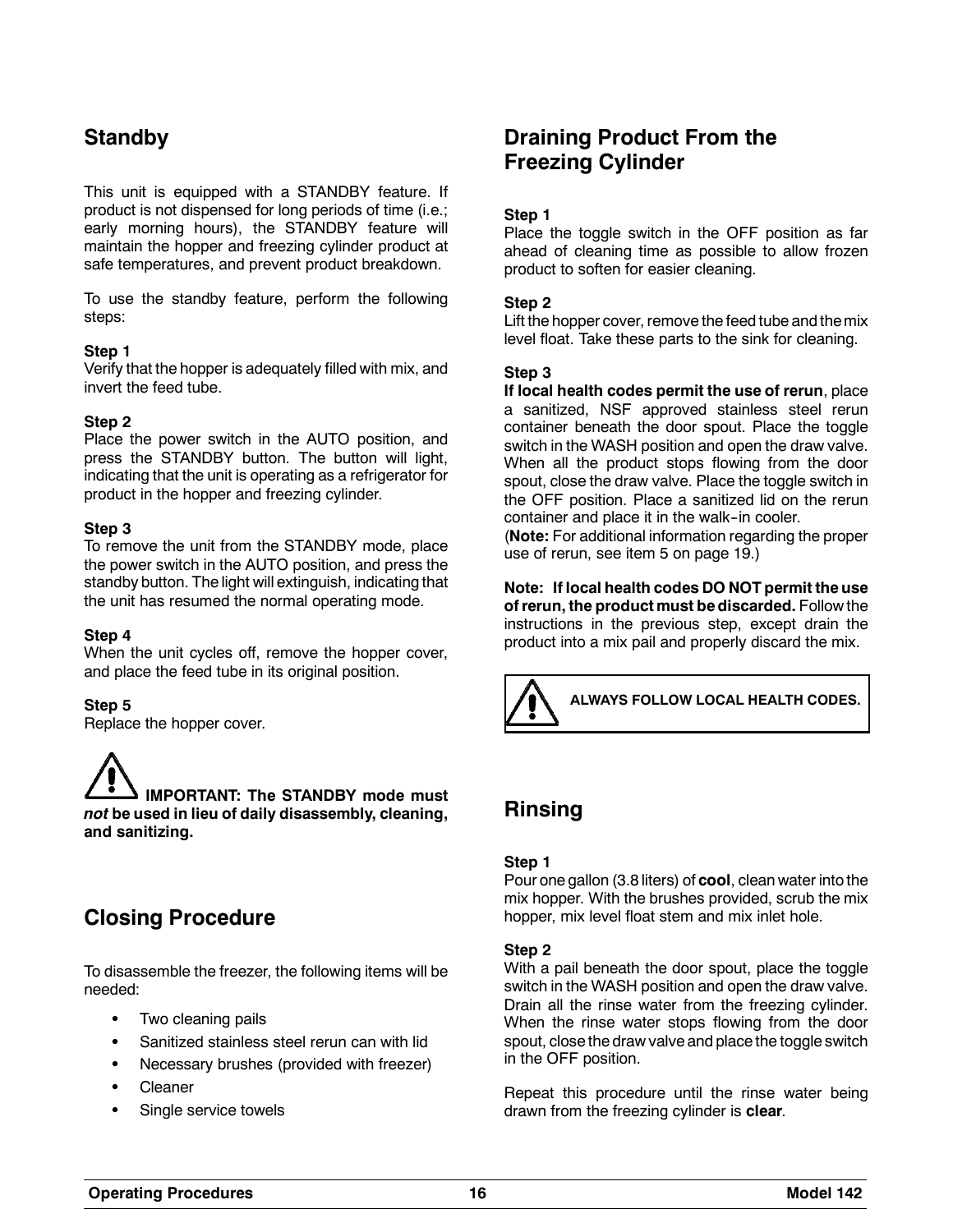## Standby

This unit is equipped with a STANDBY feature. If product is not dispensed for long periods of time (i.e.; early morning hours), the STANDBY feature will maintain the hopper and freezing cylinder product at safe temperatures, and prevent product breakdown.

To use the standby feature, perform the following steps:

**Step 1**
Verify that the hopper is adequately filled with mix, and invert the feed tube.

**Step 2**
Place the power switch in the AUTO position, and press the STANDBY button. The button will light, indicating that the unit is operating as a refrigerator for product in the hopper and freezing cylinder.

**Step 3**
To remove the unit from the STANDBY mode, place the power switch in the AUTO position, and press the standby button. The light will extinguish, indicating that the unit has resumed the normal operating mode.

**Step 4**
When the unit cycles off, remove the hopper cover, and place the feed tube in its original position.

**Step 5**
Replace the hopper cover.

**IMPORTANT: The STANDBY mode must *not* be used in lieu of daily disassembly, cleaning, and sanitizing.**

## Closing Procedure

To disassemble the freezer, the following items will be needed:

- Two cleaning pails
- Sanitized stainless steel rerun can with lid
- Necessary brushes (provided with freezer)
- Cleaner
- Single service towels

## Draining Product From the Freezing Cylinder

**Step 1**
Place the toggle switch in the OFF position as far ahead of cleaning time as possible to allow frozen product to soften for easier cleaning.

**Step 2**
Lift the hopper cover, remove the feed tube and the mix level float. Take these parts to the sink for cleaning.

**Step 3**
**If local health codes permit the use of rerun**, place a sanitized, NSF approved stainless steel rerun container beneath the door spout. Place the toggle switch in the WASH position and open the draw valve. When all the product stops flowing from the door spout, close the draw valve. Place the toggle switch in the OFF position. Place a sanitized lid on the rerun container and place it in the walk-in cooler.
(**Note:** For additional information regarding the proper use of rerun, see item 5 on page 19.)

**Note: If local health codes DO NOT permit the use of rerun, the product must be discarded.** Follow the instructions in the previous step, except drain the product into a mix pail and properly discard the mix.

**ALWAYS FOLLOW LOCAL HEALTH CODES.**

## Rinsing

**Step 1**
Pour one gallon (3.8 liters) of **cool**, clean water into the mix hopper. With the brushes provided, scrub the mix hopper, mix level float stem and mix inlet hole.

**Step 2**
With a pail beneath the door spout, place the toggle switch in the WASH position and open the draw valve. Drain all the rinse water from the freezing cylinder. When the rinse water stops flowing from the door spout, close the draw valve and place the toggle switch in the OFF position.

Repeat this procedure until the rinse water being drawn from the freezing cylinder is **clear**.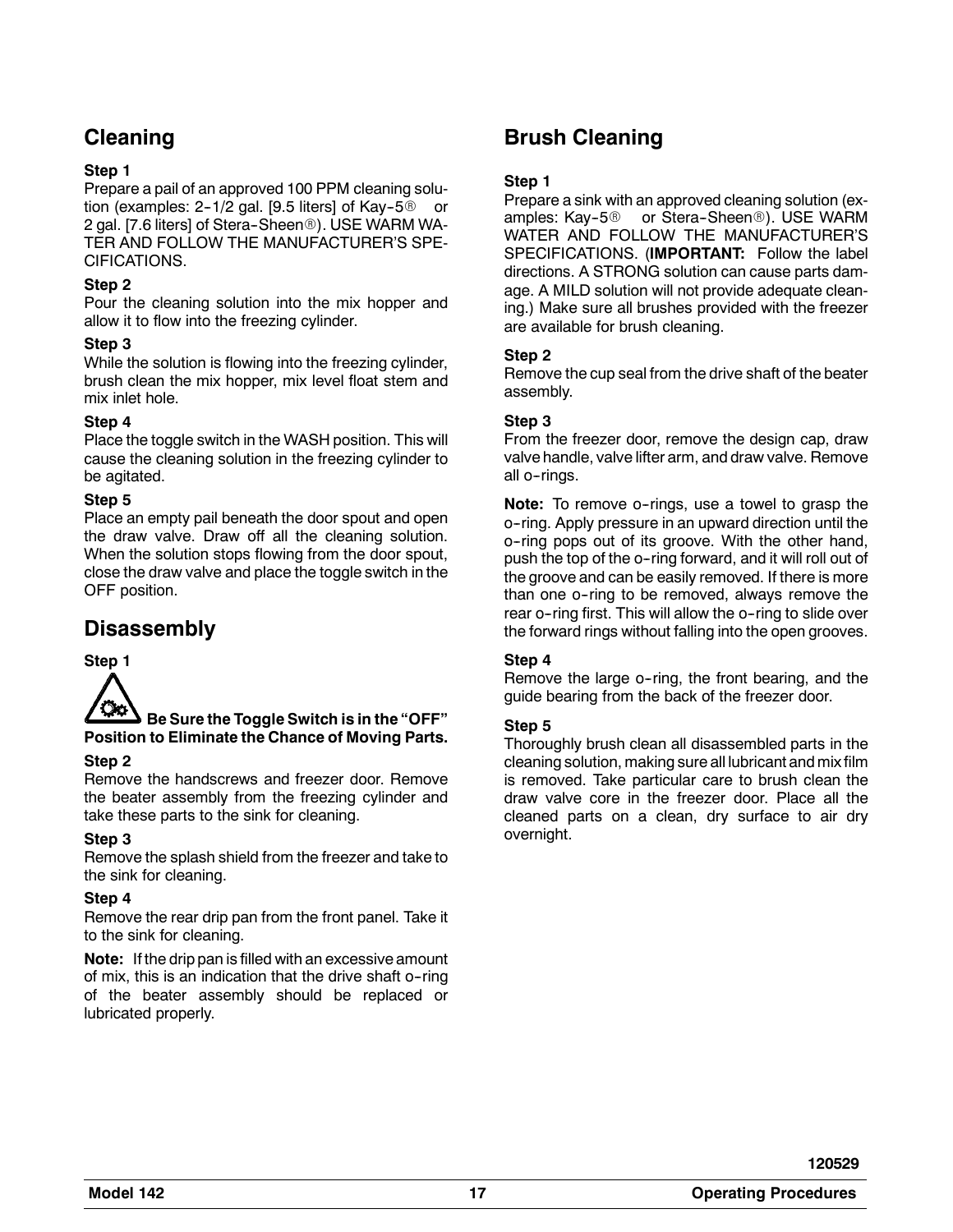## Cleaning

**Step 1**

Prepare a pail of an approved 100 PPM cleaning solution (examples: 2-1/2 gal. [9.5 liters] of Kay-5® or 2 gal. [7.6 liters] of Stera-Sheen®). USE WARM WATER AND FOLLOW THE MANUFACTURER'S SPECIFICATIONS.

**Step 2**

Pour the cleaning solution into the mix hopper and allow it to flow into the freezing cylinder.

**Step 3**

While the solution is flowing into the freezing cylinder, brush clean the mix hopper, mix level float stem and mix inlet hole.

**Step 4**

Place the toggle switch in the WASH position. This will cause the cleaning solution in the freezing cylinder to be agitated.

**Step 5**

Place an empty pail beneath the door spout and open the draw valve. Draw off all the cleaning solution. When the solution stops flowing from the door spout, close the draw valve and place the toggle switch in the OFF position.

## Disassembly

**Step 1**

**Be Sure the Toggle Switch is in the "OFF" Position to Eliminate the Chance of Moving Parts.**

**Step 2**

Remove the handscrews and freezer door. Remove the beater assembly from the freezing cylinder and take these parts to the sink for cleaning.

**Step 3**

Remove the splash shield from the freezer and take to the sink for cleaning.

**Step 4**

Remove the rear drip pan from the front panel. Take it to the sink for cleaning.

**Note:** If the drip pan is filled with an excessive amount of mix, this is an indication that the drive shaft o-ring of the beater assembly should be replaced or lubricated properly.

## Brush Cleaning

**Step 1**

Prepare a sink with an approved cleaning solution (examples: Kay-5® or Stera-Sheen®). USE WARM WATER AND FOLLOW THE MANUFACTURER'S SPECIFICATIONS. (**IMPORTANT:** Follow the label directions. A STRONG solution can cause parts damage. A MILD solution will not provide adequate cleaning.) Make sure all brushes provided with the freezer are available for brush cleaning.

**Step 2**

Remove the cup seal from the drive shaft of the beater assembly.

**Step 3**

From the freezer door, remove the design cap, draw valve handle, valve lifter arm, and draw valve. Remove all o-rings.

**Note:** To remove o-rings, use a towel to grasp the o-ring. Apply pressure in an upward direction until the o-ring pops out of its groove. With the other hand, push the top of the o-ring forward, and it will roll out of the groove and can be easily removed. If there is more than one o-ring to be removed, always remove the rear o-ring first. This will allow the o-ring to slide over the forward rings without falling into the open grooves.

**Step 4**

Remove the large o-ring, the front bearing, and the guide bearing from the back of the freezer door.

**Step 5**

Thoroughly brush clean all disassembled parts in the cleaning solution, making sure all lubricant and mix film is removed. Take particular care to brush clean the draw valve core in the freezer door. Place all the cleaned parts on a clean, dry surface to air dry overnight.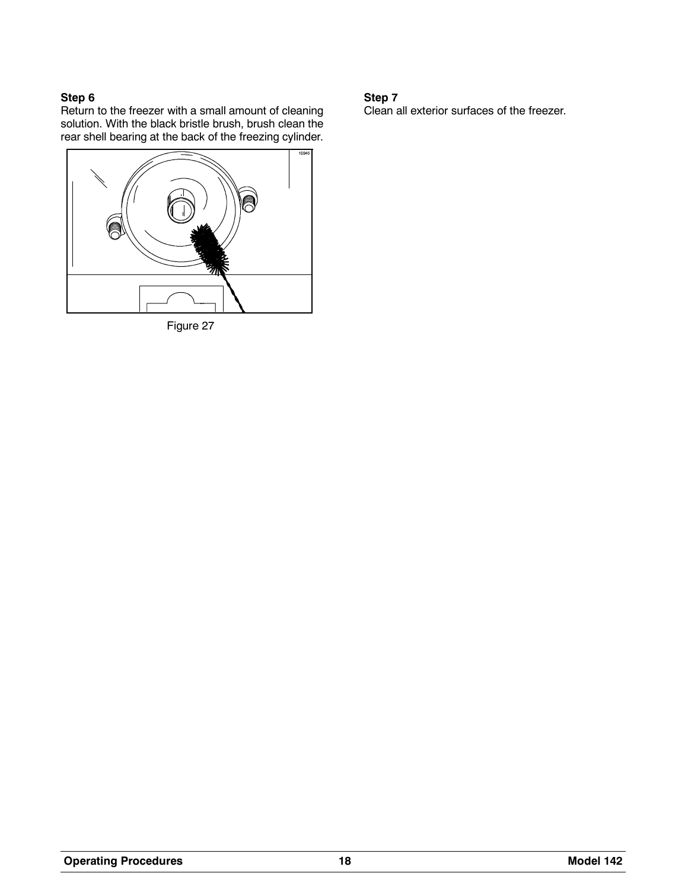**Step 6**

Return to the freezer with a small amount of cleaning solution. With the black bristle brush, brush clean the rear shell bearing at the back of the freezing cylinder.

Figure 27

**Step 7**

Clean all exterior surfaces of the freezer.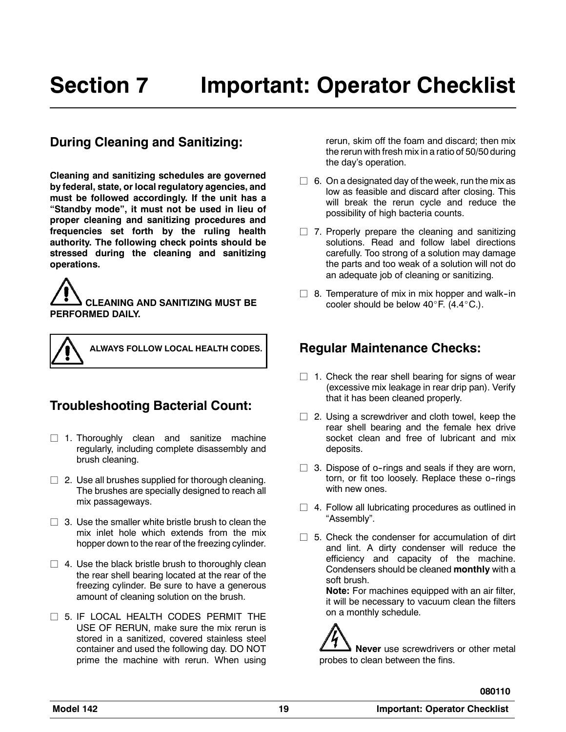# Section 7 Important: Operator Checklist

## During Cleaning and Sanitizing:

**Cleaning and sanitizing schedules are governed by federal, state, or local regulatory agencies, and must be followed accordingly. If the unit has a "Standby mode", it must not be used in lieu of proper cleaning and sanitizing procedures and frequencies set forth by the ruling health authority. The following check points should be stressed during the cleaning and sanitizing operations.**

**CLEANING AND SANITIZING MUST BE PERFORMED DAILY.**

**ALWAYS FOLLOW LOCAL HEALTH CODES.**

## Troubleshooting Bacterial Count:

- ☐ 1. Thoroughly clean and sanitize machine regularly, including complete disassembly and brush cleaning.
- ☐ 2. Use all brushes supplied for thorough cleaning. The brushes are specially designed to reach all mix passageways.
- ☐ 3. Use the smaller white bristle brush to clean the mix inlet hole which extends from the mix hopper down to the rear of the freezing cylinder.
- ☐ 4. Use the black bristle brush to thoroughly clean the rear shell bearing located at the rear of the freezing cylinder. Be sure to have a generous amount of cleaning solution on the brush.
- ☐ 5. IF LOCAL HEALTH CODES PERMIT THE USE OF RERUN, make sure the mix rerun is stored in a sanitized, covered stainless steel container and used the following day. DO NOT prime the machine with rerun. When using rerun, skim off the foam and discard; then mix the rerun with fresh mix in a ratio of 50/50 during the day's operation.
- ☐ 6. On a designated day of the week, run the mix as low as feasible and discard after closing. This will break the rerun cycle and reduce the possibility of high bacteria counts.
- ☐ 7. Properly prepare the cleaning and sanitizing solutions. Read and follow label directions carefully. Too strong of a solution may damage the parts and too weak of a solution will not do an adequate job of cleaning or sanitizing.
- ☐ 8. Temperature of mix in mix hopper and walk-in cooler should be below 40°F. (4.4°C.).

## Regular Maintenance Checks:

- ☐ 1. Check the rear shell bearing for signs of wear (excessive mix leakage in rear drip pan). Verify that it has been cleaned properly.
- ☐ 2. Using a screwdriver and cloth towel, keep the rear shell bearing and the female hex drive socket clean and free of lubricant and mix deposits.
- ☐ 3. Dispose of o-rings and seals if they are worn, torn, or fit too loosely. Replace these o-rings with new ones.
- ☐ 4. Follow all lubricating procedures as outlined in "Assembly".
- ☐ 5. Check the condenser for accumulation of dirt and lint. A dirty condenser will reduce the efficiency and capacity of the machine. Condensers should be cleaned **monthly** with a soft brush.
  **Note:** For machines equipped with an air filter, it will be necessary to vacuum clean the filters on a monthly schedule.

**Never** use screwdrivers or other metal probes to clean between the fins.

080110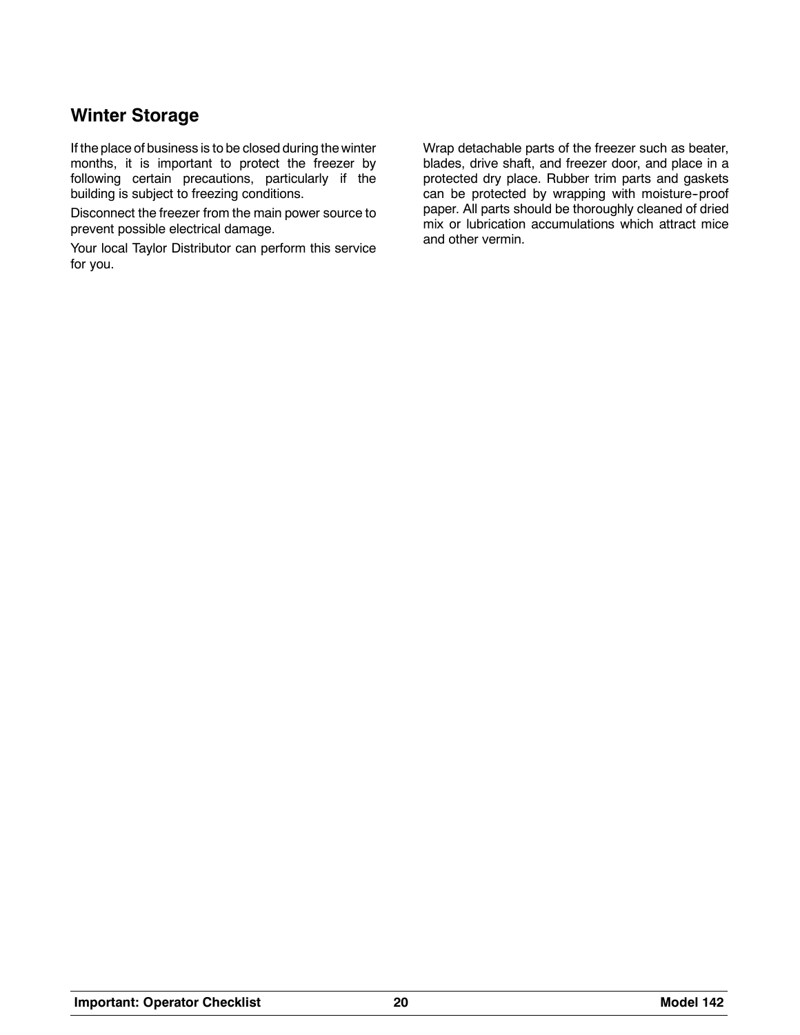## Winter Storage

If the place of business is to be closed during the winter months, it is important to protect the freezer by following certain precautions, particularly if the building is subject to freezing conditions.

Disconnect the freezer from the main power source to prevent possible electrical damage.

Your local Taylor Distributor can perform this service for you.

Wrap detachable parts of the freezer such as beater, blades, drive shaft, and freezer door, and place in a protected dry place. Rubber trim parts and gaskets can be protected by wrapping with moisture-proof paper. All parts should be thoroughly cleaned of dried mix or lubrication accumulations which attract mice and other vermin.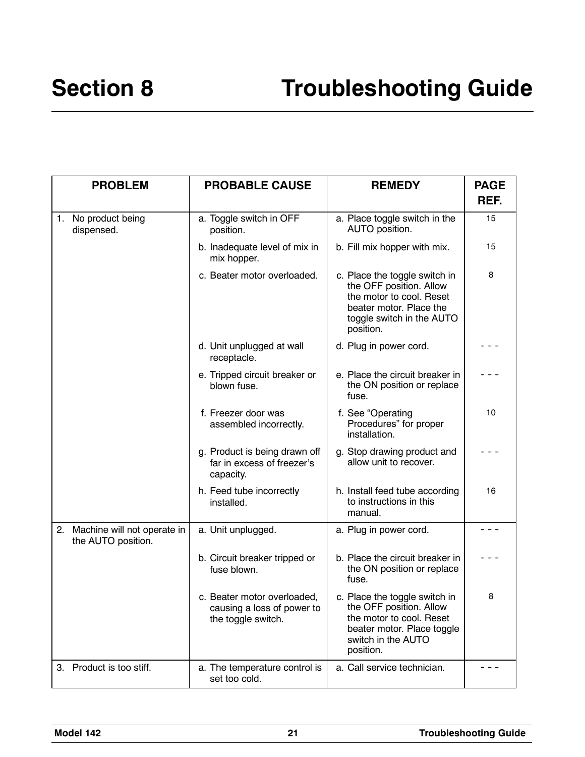# Section 8 Troubleshooting Guide

| PROBLEM | PROBABLE CAUSE | REMEDY | PAGE REF. |
|---|---|---|---|
| 1. No product being dispensed. | a. Toggle switch in OFF position. | a. Place toggle switch in the AUTO position. | 15 |
| | b. Inadequate level of mix in mix hopper. | b. Fill mix hopper with mix. | 15 |
| | c. Beater motor overloaded. | c. Place the toggle switch in the OFF position. Allow the motor to cool. Reset beater motor. Place the toggle switch in the AUTO position. | 8 |
| | d. Unit unplugged at wall receptacle. | d. Plug in power cord. | - - - |
| | e. Tripped circuit breaker or blown fuse. | e. Place the circuit breaker in the ON position or replace fuse. | - - - |
| | f. Freezer door was assembled incorrectly. | f. See "Operating Procedures" for proper installation. | 10 |
| | g. Product is being drawn off far in excess of freezer's capacity. | g. Stop drawing product and allow unit to recover. | - - - |
| | h. Feed tube incorrectly installed. | h. Install feed tube according to instructions in this manual. | 16 |
| 2. Machine will not operate in the AUTO position. | a. Unit unplugged. | a. Plug in power cord. | - - - |
| | b. Circuit breaker tripped or fuse blown. | b. Place the circuit breaker in the ON position or replace fuse. | - - - |
| | c. Beater motor overloaded, causing a loss of power to the toggle switch. | c. Place the toggle switch in the OFF position. Allow the motor to cool. Reset beater motor. Place toggle switch in the AUTO position. | 8 |
| 3. Product is too stiff. | a. The temperature control is set too cold. | a. Call service technician. | - - - |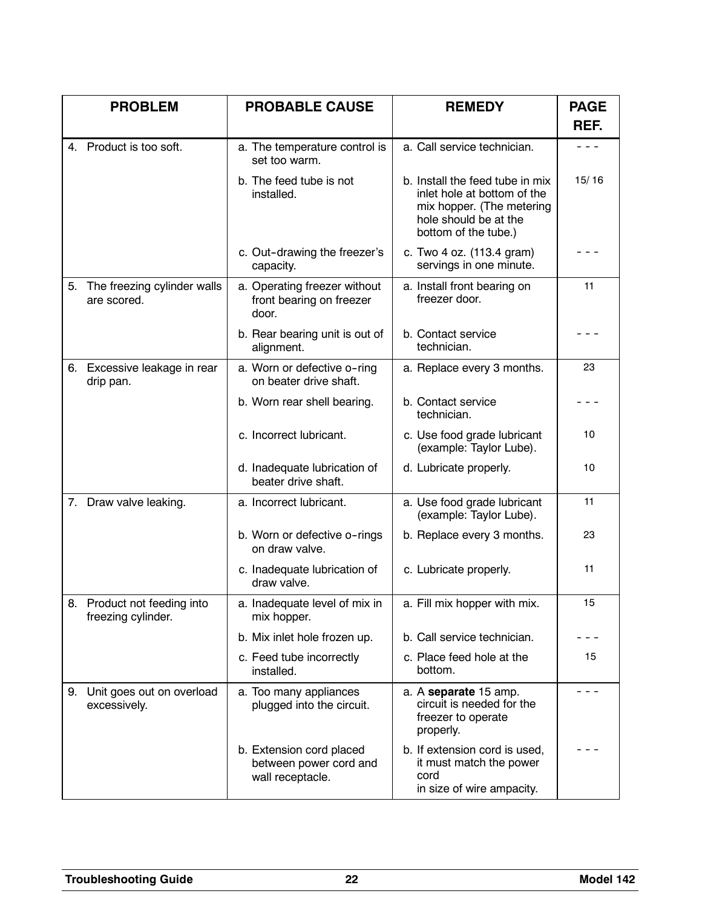| PROBLEM | PROBABLE CAUSE | REMEDY | PAGE REF. |
|---|---|---|---|
| 4. Product is too soft. | a. The temperature control is set too warm. | a. Call service technician. | - - - |
| | b. The feed tube is not installed. | b. Install the feed tube in mix inlet hole at bottom of the mix hopper. (The metering hole should be at the bottom of the tube.) | 15/ 16 |
| | c. Out-drawing the freezer's capacity. | c. Two 4 oz. (113.4 gram) servings in one minute. | - - - |
| 5. The freezing cylinder walls are scored. | a. Operating freezer without front bearing on freezer door. | a. Install front bearing on freezer door. | 11 |
| | b. Rear bearing unit is out of alignment. | b. Contact service technician. | - - - |
| 6. Excessive leakage in rear drip pan. | a. Worn or defective o-ring on beater drive shaft. | a. Replace every 3 months. | 23 |
| | b. Worn rear shell bearing. | b. Contact service technician. | - - - |
| | c. Incorrect lubricant. | c. Use food grade lubricant (example: Taylor Lube). | 10 |
| | d. Inadequate lubrication of beater drive shaft. | d. Lubricate properly. | 10 |
| 7. Draw valve leaking. | a. Incorrect lubricant. | a. Use food grade lubricant (example: Taylor Lube). | 11 |
| | b. Worn or defective o-rings on draw valve. | b. Replace every 3 months. | 23 |
| | c. Inadequate lubrication of draw valve. | c. Lubricate properly. | 11 |
| 8. Product not feeding into freezing cylinder. | a. Inadequate level of mix in mix hopper. | a. Fill mix hopper with mix. | 15 |
| | b. Mix inlet hole frozen up. | b. Call service technician. | - - - |
| | c. Feed tube incorrectly installed. | c. Place feed hole at the bottom. | 15 |
| 9. Unit goes out on overload excessively. | a. Too many appliances plugged into the circuit. | a. A **separate** 15 amp. circuit is needed for the freezer to operate properly. | - - - |
| | b. Extension cord placed between power cord and wall receptacle. | b. If extension cord is used, it must match the power cord in size of wire ampacity. | - - - |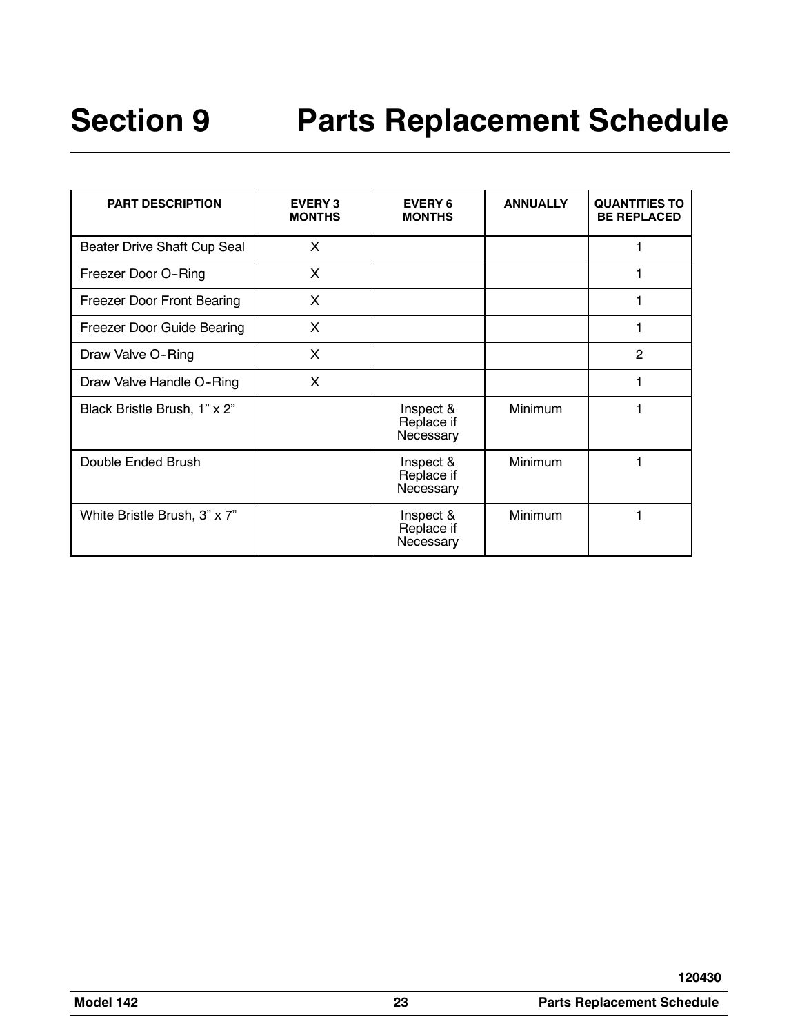# Section 9 Parts Replacement Schedule

| PART DESCRIPTION | EVERY 3 MONTHS | EVERY 6 MONTHS | ANNUALLY | QUANTITIES TO BE REPLACED |
|---|---|---|---|---|
| Beater Drive Shaft Cup Seal | X | | | 1 |
| Freezer Door O-Ring | X | | | 1 |
| Freezer Door Front Bearing | X | | | 1 |
| Freezer Door Guide Bearing | X | | | 1 |
| Draw Valve O-Ring | X | | | 2 |
| Draw Valve Handle O-Ring | X | | | 1 |
| Black Bristle Brush, 1" x 2" | | Inspect & Replace if Necessary | Minimum | 1 |
| Double Ended Brush | | Inspect & Replace if Necessary | Minimum | 1 |
| White Bristle Brush, 3" x 7" | | Inspect & Replace if Necessary | Minimum | 1 |

120430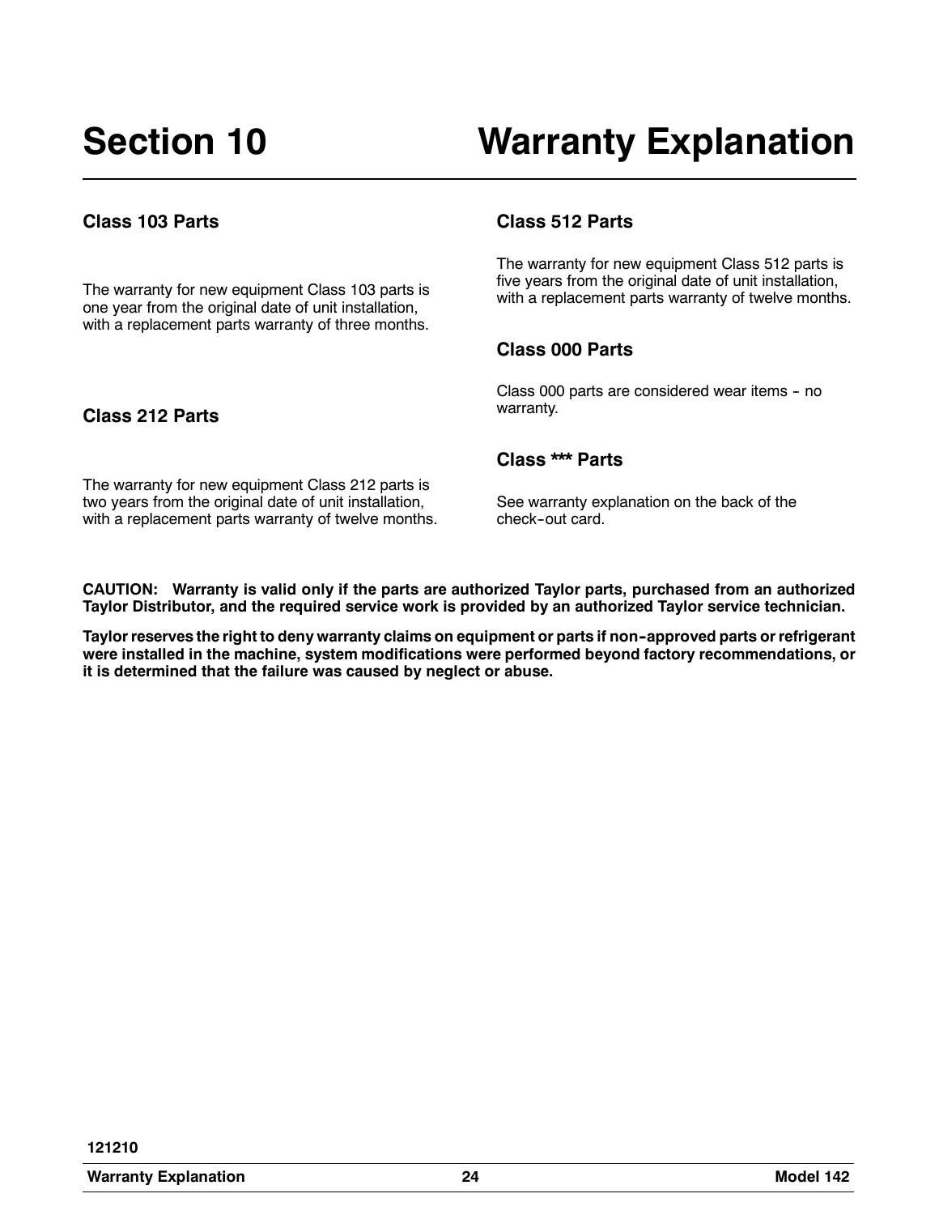# Section 10 Warranty Explanation

### Class 103 Parts

The warranty for new equipment Class 103 parts is one year from the original date of unit installation, with a replacement parts warranty of three months.

### Class 212 Parts

The warranty for new equipment Class 212 parts is two years from the original date of unit installation, with a replacement parts warranty of twelve months.

### Class 512 Parts

The warranty for new equipment Class 512 parts is five years from the original date of unit installation, with a replacement parts warranty of twelve months.

### Class 000 Parts

Class 000 parts are considered wear items - no warranty.

### Class *** Parts

See warranty explanation on the back of the check-out card.

**CAUTION: Warranty is valid only if the parts are authorized Taylor parts, purchased from an authorized Taylor Distributor, and the required service work is provided by an authorized Taylor service technician.**

**Taylor reserves the right to deny warranty claims on equipment or parts if non-approved parts or refrigerant were installed in the machine, system modifications were performed beyond factory recommendations, or it is determined that the failure was caused by neglect or abuse.**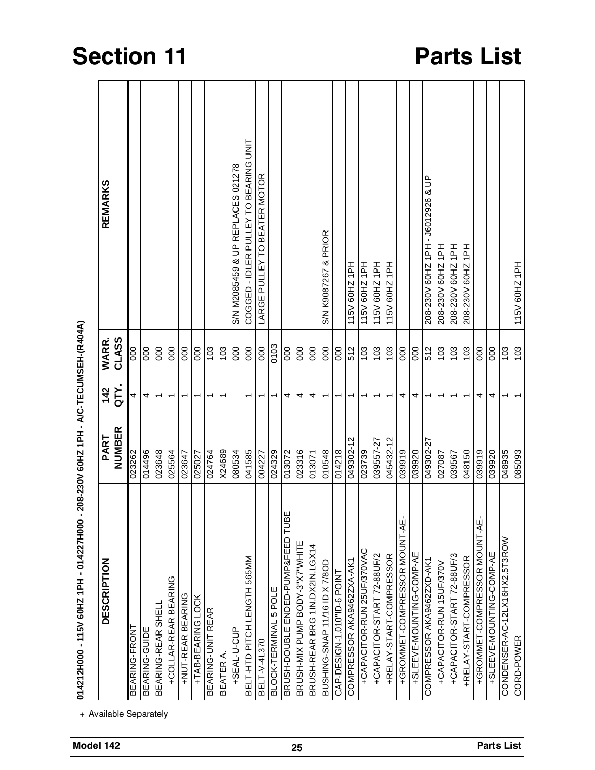# Section 11 Parts List

014212H000 - 115V 60HZ 1PH - 014227H000 - 208-230V 60HZ 1PH - A/C-TECUMSEH-(R404A)

| DESCRIPTION | PART NUMBER | 142 QTY. | WARR. CLASS | REMARKS |
|---|---|---|---|---|
| BEARING-FRONT | 023262 | 4 | 000 | |
| BEARING-GUIDE | 014496 | 4 | 000 | |
| BEARING-REAR SHELL | 023648 | 1 | 000 | |
| +COLLAR-REAR BEARING | 025564 | 1 | 000 | |
| +NUT-REAR BEARING | 023647 | 1 | 000 | |
| +TAB-BEARING LOCK | 025027 | 1 | 000 | |
| BEARING-UNIT REAR | 024764 | 1 | 103 | |
| BEATER A. | X24689 | 1 | 103 | |
| +SEAL-U-CUP | 080534 | | 000 | S/N M2085459 & UP REPLACES 021278 |
| BELT-HTD PITCH LENGTH 565MM | 041585 | 1 | 000 | COGGED - IDLER PULLEY TO BEARING UNIT |
| BELT-V-4L370 | 004227 | 1 | 000 | LARGE PULLEY TO BEATER MOTOR |
| BLOCK-TERMINAL 5 POLE | 024329 | 1 | 0103 | |
| BRUSH-DOUBLE ENDED-PUMP&FEED TUBE | 013072 | 4 | 000 | |
| BRUSH-MIX PUMP BODY-3"X7"WHITE | 023316 | 4 | 000 | |
| BRUSH-REAR BRG 1IN.DX2IN.LGX14 | 013071 | 4 | 000 | |
| BUSHING-SNAP 11/16 ID X 7/8OD | 010548 | 1 | 000 | S/N K9087267 & PRIOR |
| CAP-DESIGN-1.010"ID-6 POINT | 014218 | 1 | 000 | |
| COMPRESSOR AKA9462ZXA-AK1 | 049302-12 | 1 | 512 | 115V 60HZ 1PH |
| +CAPACITOR-RUN 25UF/370VAC | 023739 | 1 | 103 | 115V 60HZ 1PH |
| +CAPACITOR-START 72-88UF/2 | 039557-27 | 1 | 103 | 115V 60HZ 1PH |
| +RELAY-START-COMPRESSOR | 045432-12 | 1 | 103 | 115V 60HZ 1PH |
| +GROMMET-COMPRESSOR MOUNT-AE- | 039919 | 4 | 000 | |
| +SLEEVE-MOUNTING-COMP-AE | 039920 | 4 | 000 | |
| COMPRESSOR AKA9462ZXD-AK1 | 049302-27 | 1 | 512 | 208-230V 60HZ 1PH - J6012926 & UP |
| +CAPACITOR-RUN 15UF/370V | 027087 | 1 | 103 | 208-230V 60HZ 1PH |
| +CAPACITOR-START 72-88UF/3 | 039567 | 1 | 103 | 208-230V 60HZ 1PH |
| +RELAY-START-COMPRESSOR | 048150 | 1 | 103 | 208-230V 60HZ 1PH |
| +GROMMET-COMPRESSOR MOUNT-AE- | 039919 | 4 | 000 | |
| +SLEEVE-MOUNTING-COMP-AE | 039920 | 4 | 000 | |
| CONDENSER-AC-12LX16HX2.5T3ROW | 048935 | 1 | 103 | |
| CORD-POWER | 085093 | 1 | 103 | 115V 60HZ 1PH |

+ Available Separately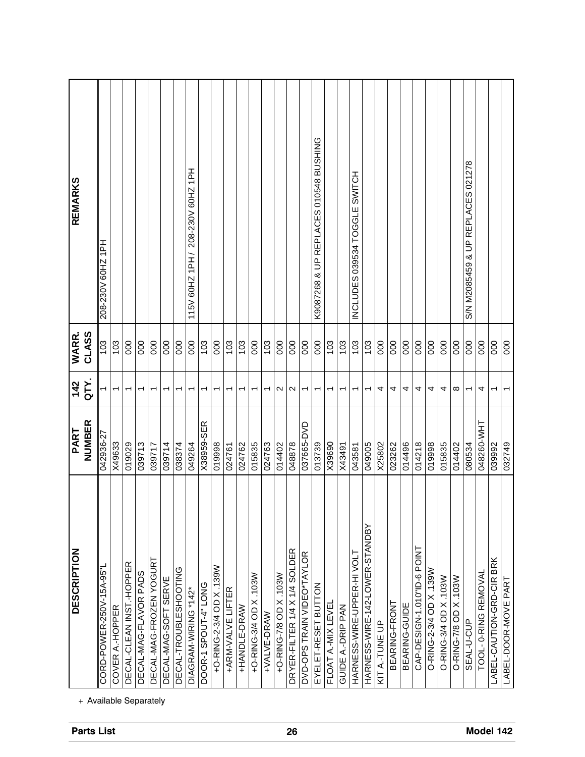| DESCRIPTION | PART NUMBER | 142 QTY. | WARR. CLASS | REMARKS |
| --- | --- | --- | --- | --- |
| CORD-POWER-250V-15A-95"L | 042936-27 | 1 | 103 | 208-230V 60HZ 1PH |
| COVER A.-HOPPER | X49633 | 1 | 103 | |
| DECAL-CLEAN INST.-HOPPER | 019029 | 1 | 000 | |
| DECAL-MAG-FLAVOR PADS | 039713 | 1 | 000 | |
| DECAL-MAG-FROZEN YOGURT | 039717 | 1 | 000 | |
| DECAL-MAG-SOFT SERVE | 039714 | 1 | 000 | |
| DECAL-TROUBLESHOOTING | 038374 | 1 | 000 | |
| DIAGRAM-WIRING *142* | 049264 | 1 | 000 | 115V 60HZ 1PH / 208-230V 60HZ 1PH |
| DOOR-1 SPOUT-4" LONG | X38959-SER | 1 | 103 | |
| +O-RING-2-3/4 OD X .139W | 019998 | 1 | 000 | |
| +ARM-VALVE LIFTER | 024761 | 1 | 103 | |
| +HANDLE-DRAW | 024762 | 1 | 103 | |
| +O-RING-3/4 OD X .103W | 015835 | 1 | 000 | |
| +VALVE-DRAW | 024763 | 1 | 103 | |
| +O-RING-7/8 OD X .103W | 014402 | 2 | 000 | |
| DRYER-FILTER 1/4 X 1/4 SOLDER | 048878 | 2 | 000 | |
| DVD-OPS TRAIN VIDEO*TAYLOR | 037665-DVD | 1 | 000 | |
| EYELET-RESET BUTTON | 013739 | 1 | 000 | K9087268 & UP REPLACES 010548 BUSHING |
| FLOAT A.-MIX LEVEL | X39690 | 1 | 103 | |
| GUIDE A.-DRIP PAN | X43491 | 1 | 103 | |
| HARNESS-WIRE-UPPER-HI VOLT | 043581 | 1 | 103 | INCLUDES 039534 TOGGLE SWITCH |
| HARNESS-WIRE-142-LOWER-STANDBY | 049005 | 1 | 103 | |
| KIT A.-TUNE UP | X25802 | 4 | 000 | |
| BEARING-FRONT | 023262 | 4 | 000 | |
| BEARING-GUIDE | 014496 | 4 | 000 | |
| CAP-DESIGN-1.010"ID-6 POINT | 014218 | 4 | 000 | |
| O-RING-2-3/4 OD X .139W | 019998 | 4 | 000 | |
| O-RING-3/4 OD X .103W | 015835 | 4 | 000 | |
| O-RING-7/8 OD X .103W | 014402 | 8 | 000 | |
| SEAL-U-CUP | 080534 | 1 | 000 | S/N M2085459 & UP REPLACES 021278 |
| TOOL- 0-RING REMOVAL | 048260-WHT | 4 | 000 | |
| LABEL-CAUTION-GRD-CIR BRK | 039992 | 1 | 000 | |
| LABEL-DOOR-MOVE PART | 032749 | 1 | 000 | |

+ Available Separately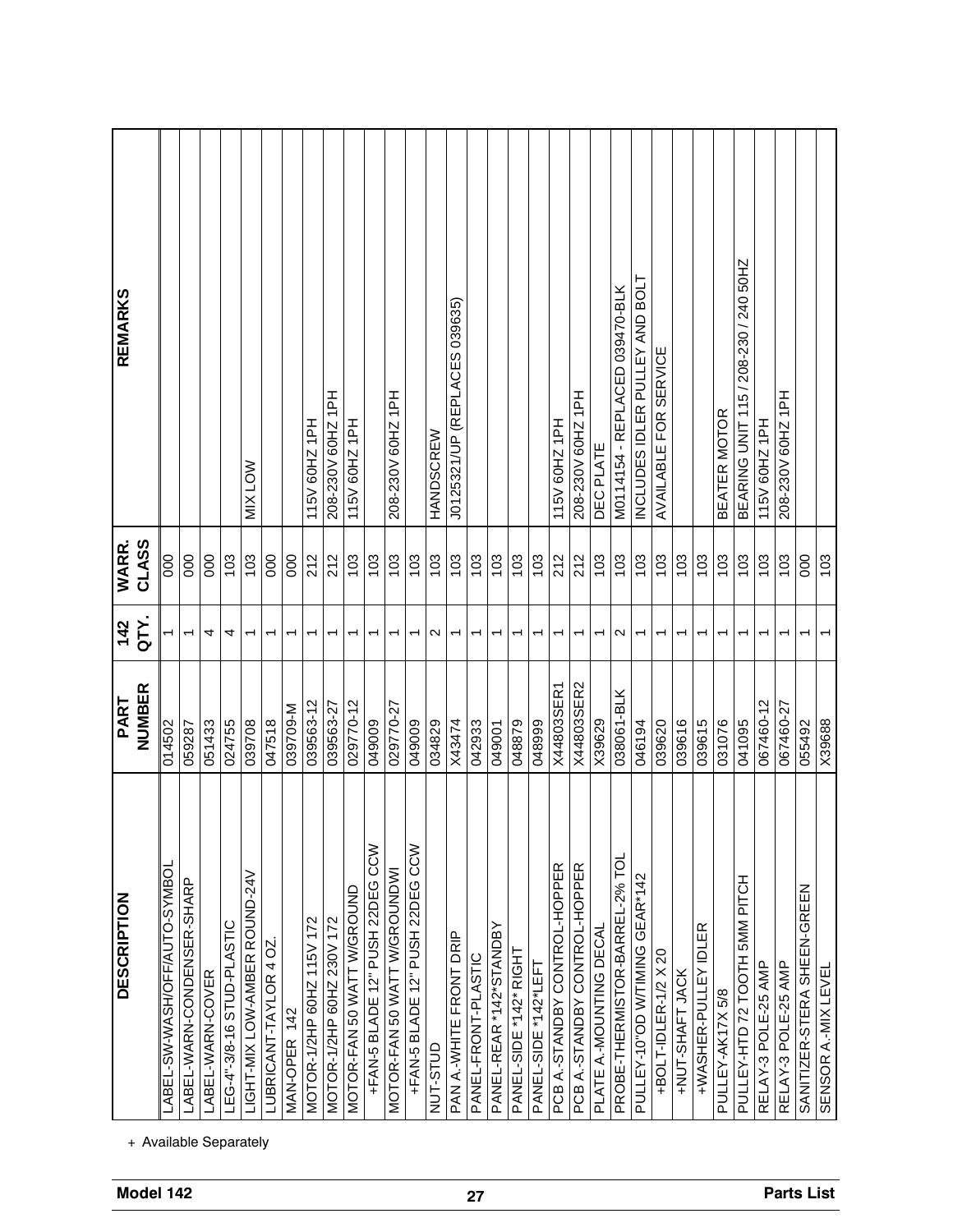| DESCRIPTION | PART NUMBER | 142 QTY. | WARR. CLASS | REMARKS |
|---|---|---|---|---|
| LABEL-SW-WASH/OFF/AUTO-SYMBOL | 014502 | 1 | 000 | |
| LABEL-WARN-CONDENSER-SHARP | 059287 | 1 | 000 | |
| LABEL-WARN-COVER | 051433 | 4 | 000 | |
| LEG-4"-3/8-16 STUD-PLASTIC | 024755 | 4 | 103 | |
| LIGHT-MIX LOW-AMBER ROUND-24V | 039708 | 1 | 103 | MIX LOW |
| LUBRICANT-TAYLOR 4 OZ. | 047518 | 1 | 000 | |
| MAN-OPER 142 | 039709-M | 1 | 000 | |
| MOTOR-1/2HP 60HZ 115V 172 | 039563-12 | 1 | 212 | 115V 60HZ 1PH |
| MOTOR-1/2HP 60HZ 230V 172 | 039563-27 | 1 | 212 | 208-230V 60HZ 1PH |
| MOTOR-FAN 50 WATT W/GROUND | 029770-12 | 1 | 103 | 115V 60HZ 1PH |
| +FAN-5 BLADE 12" PUSH 22DEG CCW | 049009 | 1 | 103 | |
| MOTOR-FAN 50 WATT W/GROUNDWI | 029770-27 | 1 | 103 | 208-230V 60HZ 1PH |
| +FAN-5 BLADE 12" PUSH 22DEG CCW | 049009 | 1 | 103 | |
| NUT-STUD | 034829 | 2 | 103 | HANDSCREW |
| PAN A.-WHITE FRONT DRIP | X43474 | 1 | 103 | J0125321/UP (REPLACES 039635) |
| PANEL-FRONT-PLASTIC | 042933 | 1 | 103 | |
| PANEL-REAR *142*STANDBY | 049001 | 1 | 103 | |
| PANEL-SIDE *142* RIGHT | 048879 | 1 | 103 | |
| PANEL-SIDE *142*LEFT | 048999 | 1 | 103 | |
| PCB A.-STANDBY CONTROL-HOPPER | X44803SER1 | 1 | 212 | 115V 60HZ 1PH |
| PCB A.-STANDBY CONTROL-HOPPER | X44803SER2 | 1 | 212 | 208-230V 60HZ 1PH |
| PLATE A.-MOUNTING DECAL | X39629 | 1 | 103 | DEC PLATE |
| PROBE-THERMISTOR-BARREL-2% TOL | 038061-BLK | 2 | 103 | M0114154 - REPLACED 039470-BLK |
| PULLEY-10"OD W/TIMING GEAR*142 | 046194 | 1 | 103 | INCLUDES IDLER PULLEY AND BOLT |
| +BOLT-IDLER-1/2 X 20 | 039620 | 1 | 103 | AVAILABLE FOR SERVICE |
| +NUT-SHAFT JACK | 039616 | 1 | 103 | |
| +WASHER-PULLEY IDLER | 039615 | 1 | 103 | |
| PULLEY-AK17X 5/8 | 031076 | 1 | 103 | BEATER MOTOR |
| PULLEY-HTD 72 TOOTH 5MM PITCH | 041095 | 1 | 103 | BEARING UNIT 115 / 208-230 / 240 50HZ |
| RELAY-3 POLE-25 AMP | 067460-12 | 1 | 103 | 115V 60HZ 1PH |
| RELAY-3 POLE-25 AMP | 067460-27 | 1 | 103 | 208-230V 60HZ 1PH |
| SANITIZER-STERA SHEEN-GREEN | 055492 | 1 | 000 | |
| SENSOR A.-MIX LEVEL | X39688 | 1 | 103 | |

+ Available Separately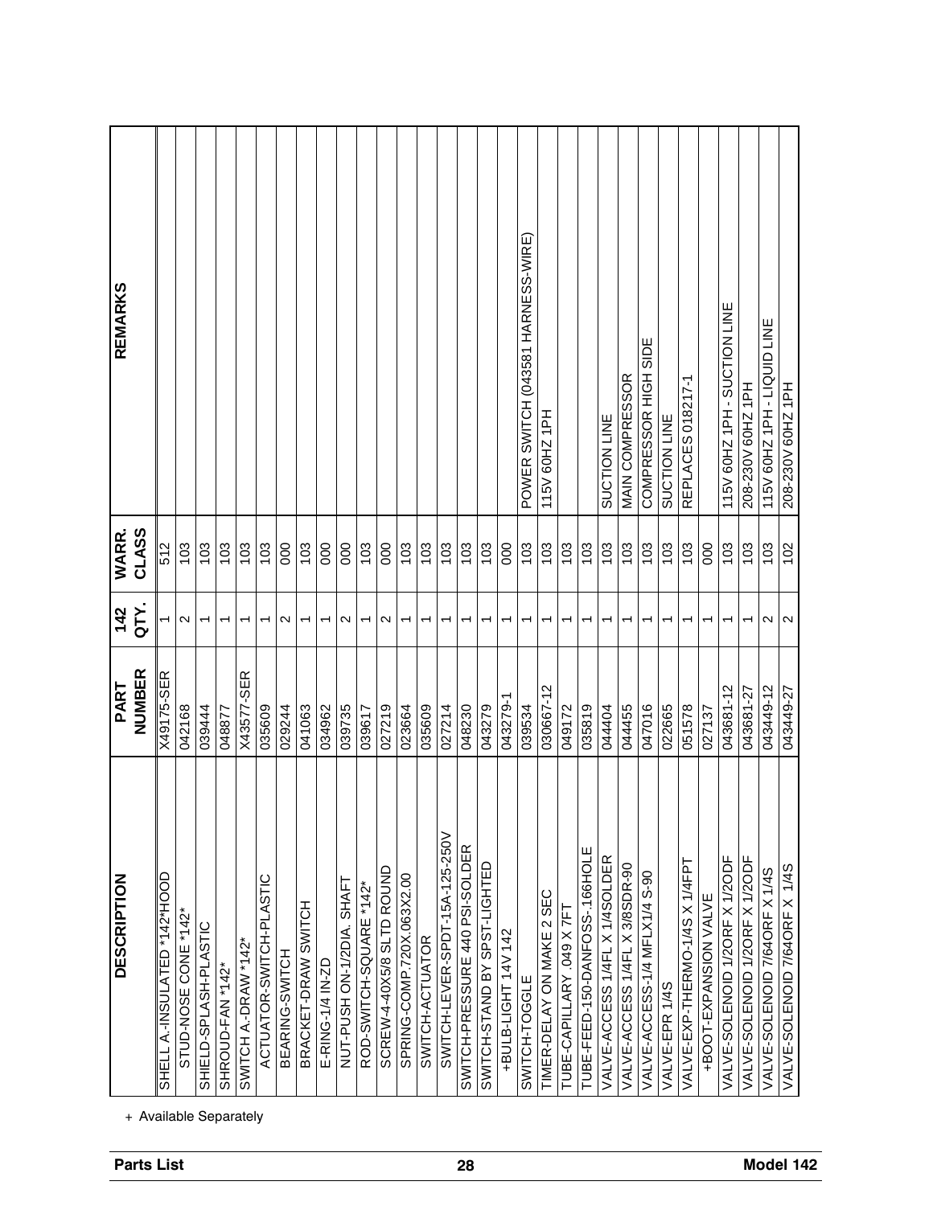| DESCRIPTION | PART NUMBER | 142 QTY. | WARR. CLASS | REMARKS |
|---|---|---|---|---|
| SHELL A.-INSULATED *142*HOOD | X49175-SER | 1 | 512 | |
| STUD-NOSE CONE *142* | 042168 | 2 | 103 | |
| SHIELD-SPLASH-PLASTIC | 039444 | 1 | 103 | |
| SHROUD-FAN *142* | 048877 | 1 | 103 | |
| SWITCH A.-DRAW *142* | X43577-SER | 1 | 103 | |
| ACTUATOR-SWITCH-PLASTIC | 035609 | 1 | 103 | |
| BEARING-SWITCH | 029244 | 2 | 000 | |
| BRACKET-DRAW SWITCH | 041063 | 1 | 103 | |
| E-RING-1/4 IN-ZD | 034962 | 1 | 000 | |
| NUT-PUSH ON-1/2DIA. SHAFT | 039735 | 2 | 000 | |
| ROD-SWITCH-SQUARE *142* | 039617 | 1 | 103 | |
| SCREW-4-40X5/8 SLTD ROUND | 027219 | 2 | 000 | |
| SPRING-COMP.720X.063X2.00 | 023664 | 1 | 103 | |
| SWITCH-ACTUATOR | 035609 | 1 | 103 | |
| SWITCH-LEVER-SPDT-15A-125-250V | 027214 | 1 | 103 | |
| SWITCH-PRESSURE 440 PSI-SOLDER | 048230 | 1 | 103 | |
| SWITCH-STAND BY SPST-LIGHTED | 043279 | 1 | 103 | |
| +BULB-LIGHT 14V 142 | 043279-1 | 1 | 000 | |
| SWITCH-TOGGLE | 039534 | 1 | 103 | POWER SWITCH (043581 HARNESS-WIRE) |
| TIMER-DELAY ON MAKE 2 SEC | 030667-12 | 1 | 103 | 115V 60HZ 1PH |
| TUBE-CAPILLARY .049 X 7FT | 049172 | 1 | 103 | |
| TUBE-FEED-150-DANFOSS-.166HOLE | 035819 | 1 | 103 | |
| VALVE-ACCESS 1/4FL X 1/4SOLDER | 044404 | 1 | 103 | SUCTION LINE |
| VALVE-ACCESS 1/4FL X 3/8SDR-90 | 044455 | 1 | 103 | MAIN COMPRESSOR |
| VALVE-ACCESS-1/4 MFLX1/4 S-90 | 047016 | 1 | 103 | COMPRESSOR HIGH SIDE |
| VALVE-EPR 1/4S | 022665 | 1 | 103 | SUCTION LINE |
| VALVE-EXP-THERMO-1/4S X 1/4FPT | 051578 | 1 | 103 | REPLACES 018217-1 |
| +BOOT-EXPANSION VALVE | 027137 | 1 | 000 | |
| VALVE-SOLENOID 1/2ORF X 1/2ODF | 043681-12 | 1 | 103 | 115V 60HZ 1PH - SUCTION LINE |
| VALVE-SOLENOID 1/2ORF X 1/2ODF | 043681-27 | 1 | 103 | 208-230V 60HZ 1PH |
| VALVE-SOLENOID 7/64ORF X 1/4S | 043449-12 | 2 | 103 | 115V 60HZ 1PH - LIQUID LINE |
| VALVE-SOLENOID 7/64ORF X 1/4S | 043449-27 | 2 | 102 | 208-230V 60HZ 1PH |

+ Available Separately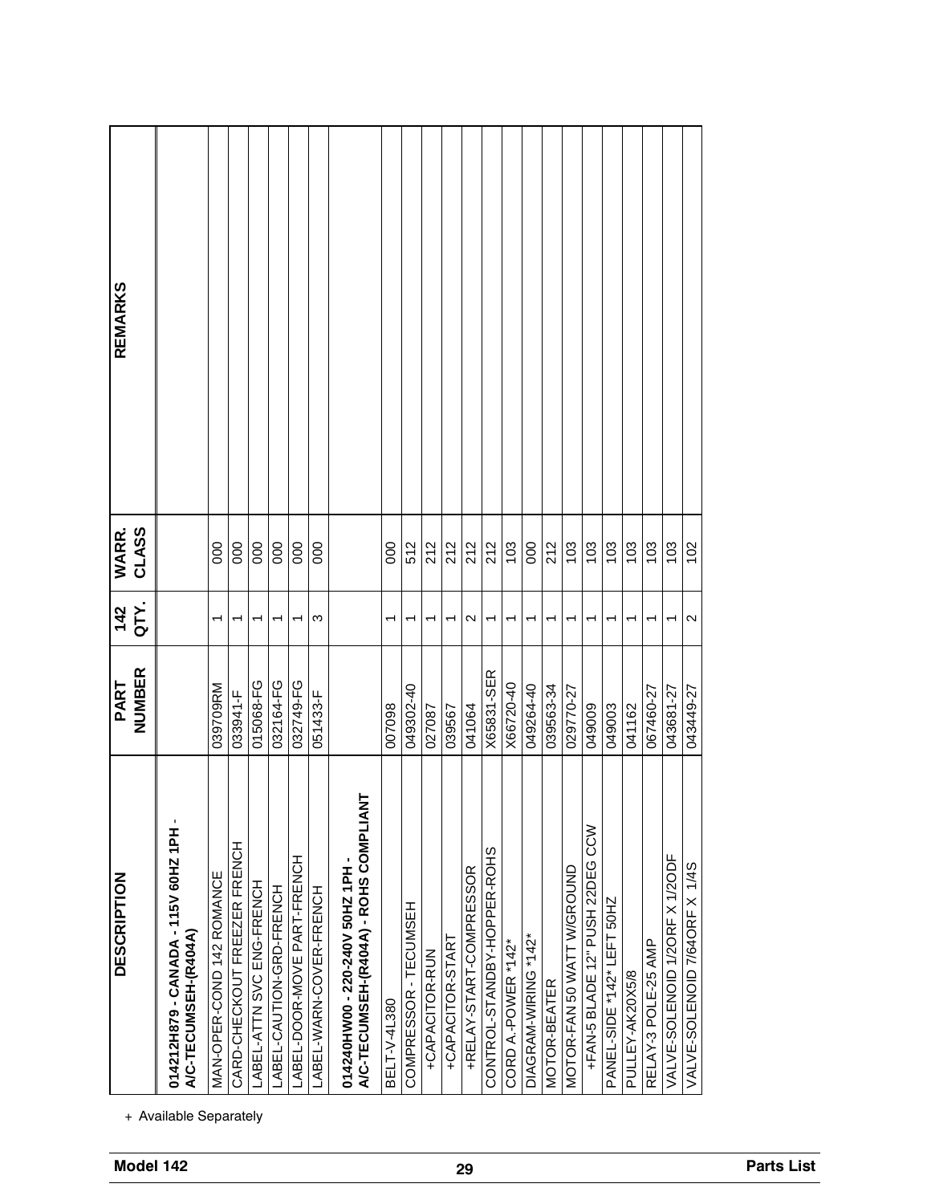| DESCRIPTION | PART NUMBER | 142 QTY. | WARR. CLASS | REMARKS |
|---|---|---|---|---|
| **014212H879 - CANADA - 115V 60HZ 1PH - A/C-TECUMSEH-(R404A)** | | | | |
| MAN-OPER-COND 142 ROMANCE | 039709RM | 1 | 000 | |
| CARD-CHECKOUT FREEZER FRENCH | 033941-F | 1 | 000 | |
| LABEL-ATTN SVC ENG-FRENCH | 015068-FG | 1 | 000 | |
| LABEL-CAUTION-GRD-FRENCH | 032164-FG | 1 | 000 | |
| LABEL-DOOR-MOVE PART-FRENCH | 032749-FG | 1 | 000 | |
| LABEL-WARN-COVER-FRENCH | 051433-F | 3 | 000 | |
| **014240HW00 - 220-240V 50HZ 1PH - A/C-TECUMSEH-(R404A) - ROHS COMPLIANT** | | | | |
| BELT-V-4L380 | 007098 | 1 | 000 | |
| COMPRESSOR - TECUMSEH | 049302-40 | 1 | 512 | |
| +CAPACITOR-RUN | 027087 | 1 | 212 | |
| +CAPACITOR-START | 039567 | 1 | 212 | |
| +RELAY-START-COMPRESSOR | 041064 | 2 | 212 | |
| CONTROL-STANDBY-HOPPER-ROHS | X65831-SER | 1 | 212 | |
| CORD A.-POWER *142* | X66720-40 | 1 | 103 | |
| DIAGRAM-WIRING *142* | 049264-40 | 1 | 000 | |
| MOTOR-BEATER | 039563-34 | 1 | 212 | |
| MOTOR-FAN 50 WATT W/GROUND | 029770-27 | 1 | 103 | |
| +FAN-5 BLADE 12" PUSH 22DEG CCW | 049009 | 1 | 103 | |
| PANEL-SIDE *142* LEFT 50HZ | 049003 | 1 | 103 | |
| PULLEY-AK20X5/8 | 041162 | 1 | 103 | |
| RELAY-3 POLE-25 AMP | 067460-27 | 1 | 103 | |
| VALVE-SOLENOID 1/2ORF X 1/2ODF | 043681-27 | 1 | 103 | |
| VALVE-SOLENOID 7/64ORF X 1/4S | 043449-27 | 2 | 102 | |

+ Available Separately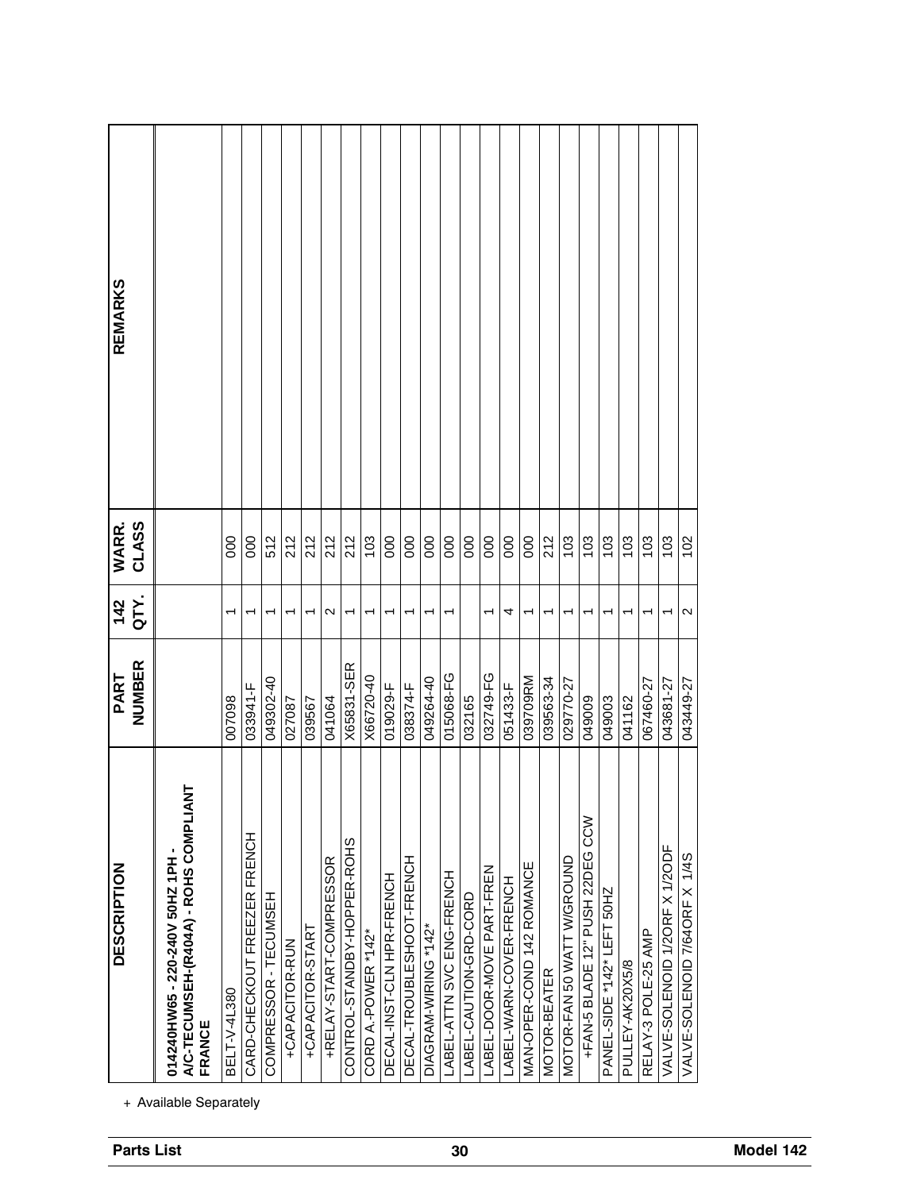| DESCRIPTION | PART NUMBER | 142 QTY. | WARR. CLASS | REMARKS |
|---|---|---|---|---|
| **014240HW65 - 220-240V 50HZ 1PH - A/C-TECUMSEH-(R404A) - ROHS COMPLIANT FRANCE** | | | | |
| BELT-V-4L380 | 007098 | 1 | 000 | |
| CARD-CHECKOUT FREEZER FRENCH | 033941-F | 1 | 000 | |
| COMPRESSOR - TECUMSEH | 049302-40 | 1 | 512 | |
| +CAPACITOR-RUN | 027087 | 1 | 212 | |
| +CAPACITOR-START | 039567 | 1 | 212 | |
| +RELAY-START-COMPRESSOR | 041064 | 2 | 212 | |
| CONTROL-STANDBY-HOPPER-ROHS | X65831-SER | 1 | 212 | |
| CORD A.-POWER *142* | X66720-40 | 1 | 103 | |
| DECAL-INST-CLN HPR-FRENCH | 019029-F | 1 | 000 | |
| DECAL-TROUBLESHOOT-FRENCH | 038374-F | 1 | 000 | |
| DIAGRAM-WIRING *142* | 049264-40 | 1 | 000 | |
| LABEL-ATTN SVC ENG-FRENCH | 015068-FG | 1 | 000 | |
| LABEL-CAUTION-GRD-CORD | 032165 | | 000 | |
| LABEL-DOOR-MOVE PART-FREN | 032749-FG | 1 | 000 | |
| LABEL-WARN-COVER-FRENCH | 051433-F | 4 | 000 | |
| MAN-OPER-COND 142 ROMANCE | 039709RM | 1 | 000 | |
| MOTOR-BEATER | 039563-34 | 1 | 212 | |
| MOTOR-FAN 50 WATT W/GROUND | 029770-27 | 1 | 103 | |
| +FAN-5 BLADE 12" PUSH 22DEG CCW | 049009 | 1 | 103 | |
| PANEL-SIDE *142* LEFT 50HZ | 049003 | 1 | 103 | |
| PULLEY-AK20X5/8 | 041162 | 1 | 103 | |
| RELAY-3 POLE-25 AMP | 067460-27 | 1 | 103 | |
| VALVE-SOLENOID 1/2ORF X 1/2ODF | 043681-27 | 1 | 103 | |
| VALVE-SOLENOID 7/64ORF X 1/4S | 043449-27 | 2 | 102 | |

+ Available Separately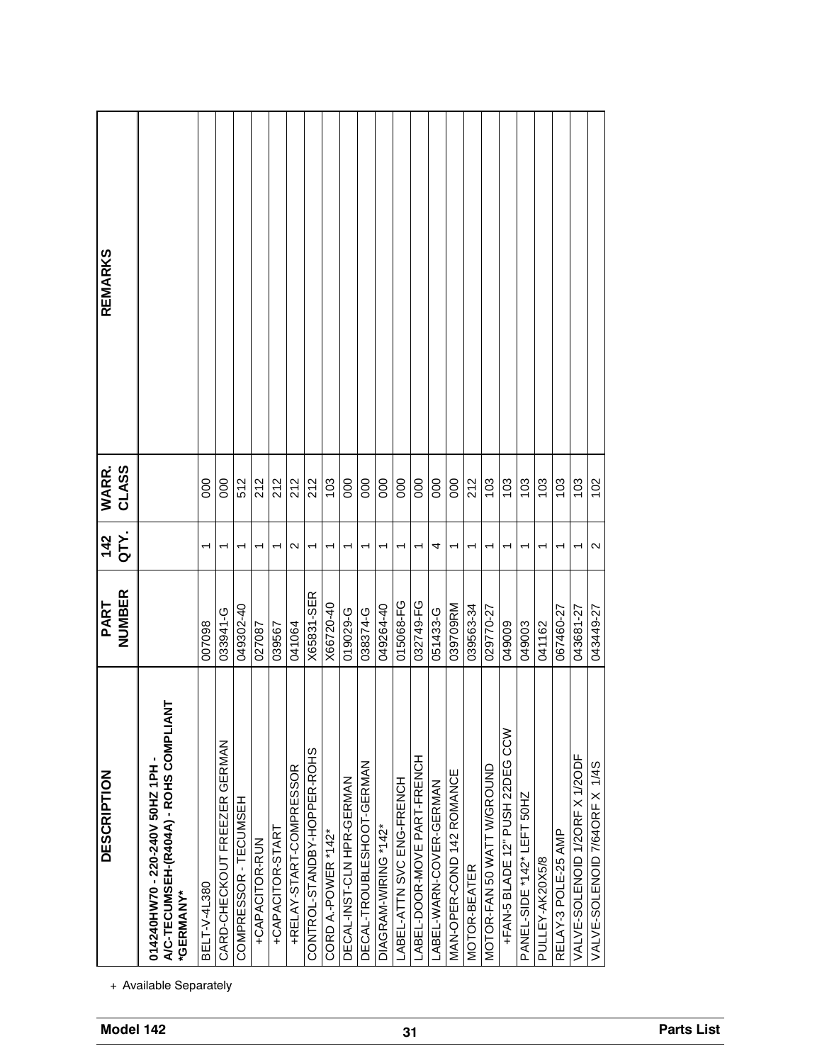| DESCRIPTION | PART NUMBER | 142 QTY. | WARR. CLASS | REMARKS |
|---|---|---|---|---|
| **014240HW70 - 220-240V 50HZ 1PH - A/C-TECUMSEH-(R404A) - ROHS COMPLIANT *GERMANY*** | | | | |
| BELT-V-4L380 | 007098 | 1 | 000 | |
| CARD-CHECKOUT FREEZER GERMAN | 033941-G | 1 | 000 | |
| COMPRESSOR - TECUMSEH | 049302-40 | 1 | 512 | |
| +CAPACITOR-RUN | 027087 | 1 | 212 | |
| +CAPACITOR-START | 039567 | 1 | 212 | |
| +RELAY-START-COMPRESSOR | 041064 | 2 | 212 | |
| CONTROL-STANDBY-HOPPER-ROHS | X65831-SER | 1 | 212 | |
| CORD A.-POWER *142* | X66720-40 | 1 | 103 | |
| DECAL-INST-CLN HPR-GERMAN | 019029-G | 1 | 000 | |
| DECAL-TROUBLESHOOT-GERMAN | 038374-G | 1 | 000 | |
| DIAGRAM-WIRING *142* | 049264-40 | 1 | 000 | |
| LABEL-ATTN SVC ENG-FRENCH | 015068-FG | 1 | 000 | |
| LABEL-DOOR-MOVE PART-FRENCH | 032749-FG | 1 | 000 | |
| LABEL-WARN-COVER-GERMAN | 051433-G | 4 | 000 | |
| MAN-OPER-COND 142 ROMANCE | 039709RM | 1 | 000 | |
| MOTOR-BEATER | 039563-34 | 1 | 212 | |
| MOTOR-FAN 50 WATT W/GROUND | 029770-27 | 1 | 103 | |
| +FAN-5 BLADE 12" PUSH 22DEG CCW | 049009 | 1 | 103 | |
| PANEL-SIDE *142* LEFT 50HZ | 049003 | 1 | 103 | |
| PULLEY-AK20X5/8 | 041162 | 1 | 103 | |
| RELAY-3 POLE-25 AMP | 067460-27 | 1 | 103 | |
| VALVE-SOLENOID 1/2ORF X 1/2ODF | 043681-27 | 1 | 103 | |
| VALVE-SOLENOID 7/64ORF X 1/4S | 043449-27 | 2 | 102 | |

+ Available Separately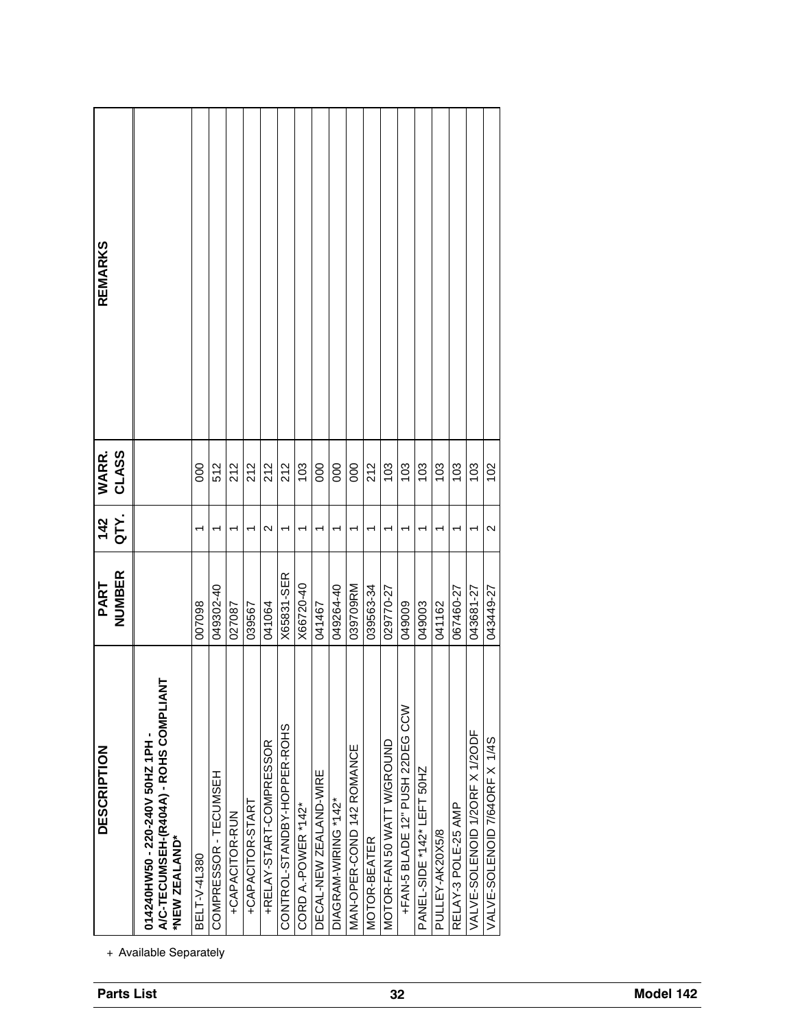| DESCRIPTION | PART NUMBER | 142 QTY. | WARR. CLASS | REMARKS |
|---|---|---|---|---|
| **014240HW50 - 220-240V 50HZ 1PH - A/C-TECUMSEH-(R404A) - ROHS COMPLIANT *NEW ZEALAND*** | | | | |
| BELT-V-4L380 | 007098 | 1 | 000 | |
| COMPRESSOR - TECUMSEH | 049302-40 | 1 | 512 | |
| +CAPACITOR-RUN | 027087 | 1 | 212 | |
| +CAPACITOR-START | 039567 | 1 | 212 | |
| +RELAY-START-COMPRESSOR | 041064 | 2 | 212 | |
| CONTROL-STANDBY-HOPPER-ROHS | X65831-SER | 1 | 212 | |
| CORD A.-POWER *142* | X66720-40 | 1 | 103 | |
| DECAL-NEW ZEALAND-WIRE | 041467 | 1 | 000 | |
| DIAGRAM-WIRING *142* | 049264-40 | 1 | 000 | |
| MAN-OPER-COND 142 ROMANCE | 039709RM | 1 | 000 | |
| MOTOR-BEATER | 039563-34 | 1 | 212 | |
| MOTOR-FAN 50 WATT W/GROUND | 029770-27 | 1 | 103 | |
| +FAN-5 BLADE 12" PUSH 22DEG CCW | 049009 | 1 | 103 | |
| PANEL-SIDE *142* LEFT 50HZ | 049003 | 1 | 103 | |
| PULLEY-AK20X5/8 | 041162 | 1 | 103 | |
| RELAY-3 POLE-25 AMP | 067460-27 | 1 | 103 | |
| VALVE-SOLENOID 1/2ORF X 1/2ODF | 043681-27 | 1 | 103 | |
| VALVE-SOLENOID 7/64ORF X 1/4S | 043449-27 | 2 | 102 | |

+ Available Separately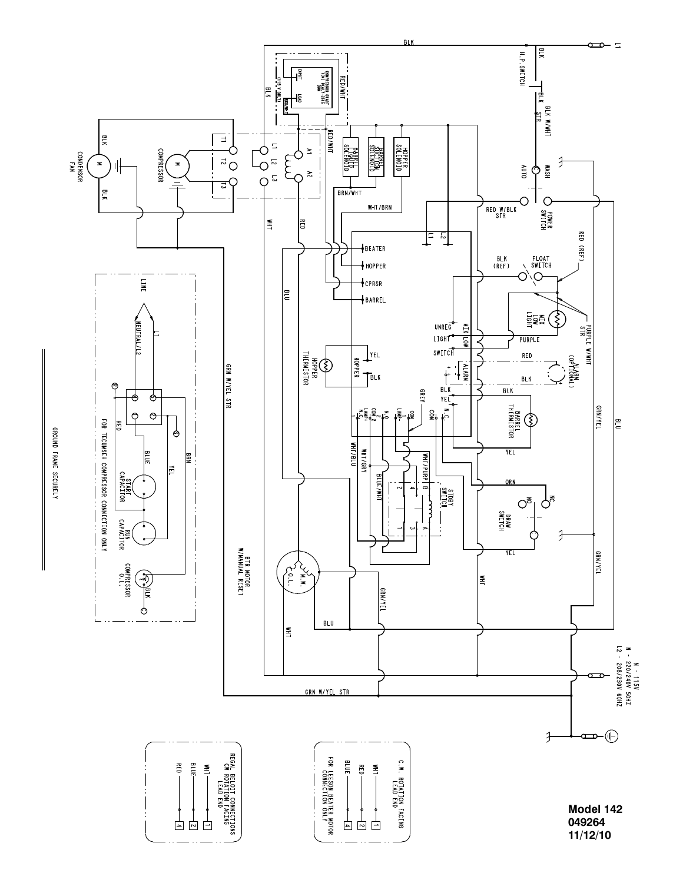Model 142
049264
11/12/10